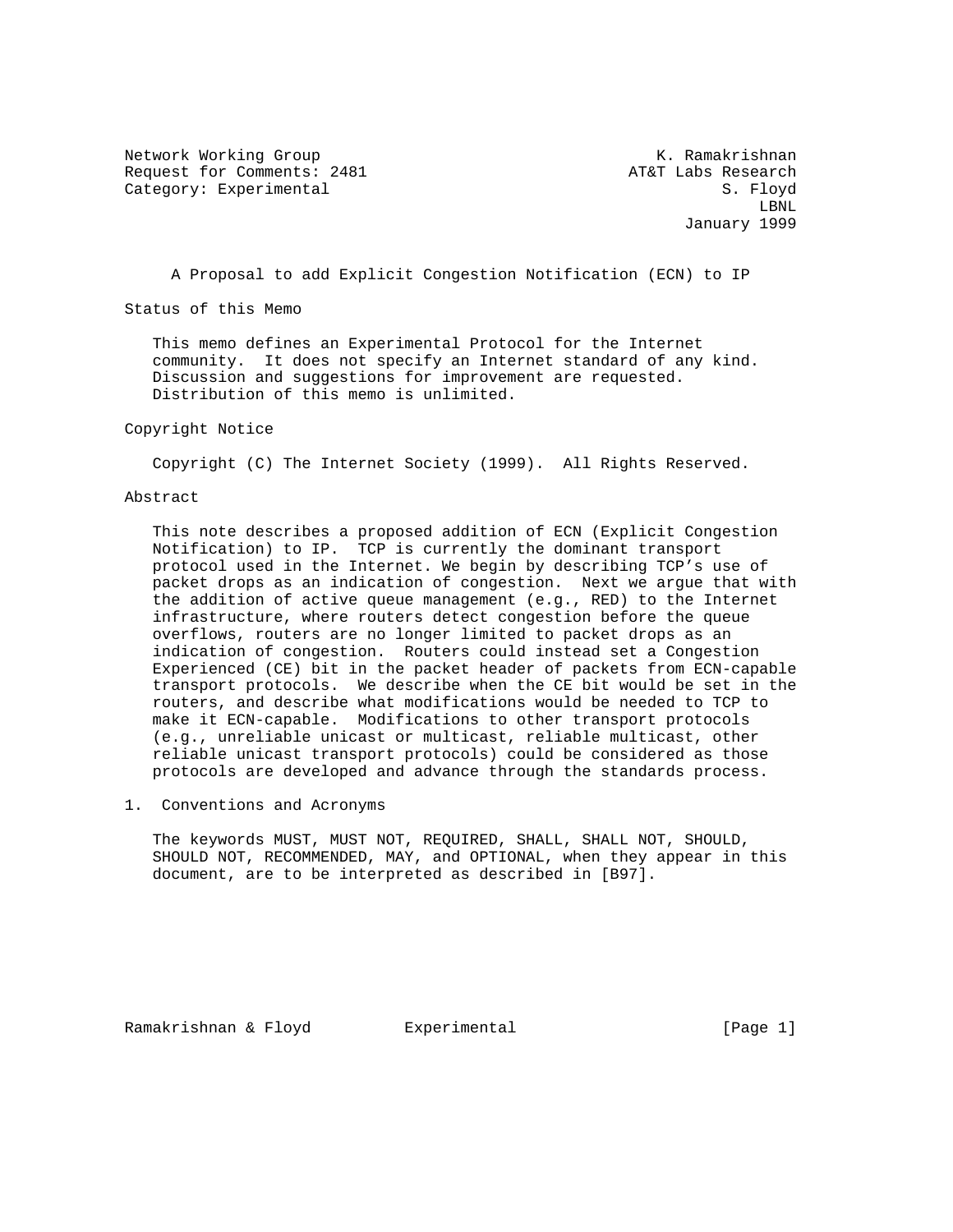Network Working Group K. Ramakrishnan
Request for Comments: 2481 AT&T Labs Research
Category: Experimental S. Floyd
LBNL
January 1999

# A Proposal to add Explicit Congestion Notification (ECN) to IP

## Status of this Memo

This memo defines an Experimental Protocol for the Internet community. It does not specify an Internet standard of any kind. Discussion and suggestions for improvement are requested. Distribution of this memo is unlimited.

## Copyright Notice

Copyright (C) The Internet Society (1999). All Rights Reserved.

## Abstract

This note describes a proposed addition of ECN (Explicit Congestion Notification) to IP. TCP is currently the dominant transport protocol used in the Internet. We begin by describing TCP's use of packet drops as an indication of congestion. Next we argue that with the addition of active queue management (e.g., RED) to the Internet infrastructure, where routers detect congestion before the queue overflows, routers are no longer limited to packet drops as an indication of congestion. Routers could instead set a Congestion Experienced (CE) bit in the packet header of packets from ECN-capable transport protocols. We describe when the CE bit would be set in the routers, and describe what modifications would be needed to TCP to make it ECN-capable. Modifications to other transport protocols (e.g., unreliable unicast or multicast, reliable multicast, other reliable unicast transport protocols) could be considered as those protocols are developed and advance through the standards process.

## 1. Conventions and Acronyms

The keywords MUST, MUST NOT, REQUIRED, SHALL, SHALL NOT, SHOULD, SHOULD NOT, RECOMMENDED, MAY, and OPTIONAL, when they appear in this document, are to be interpreted as described in [B97].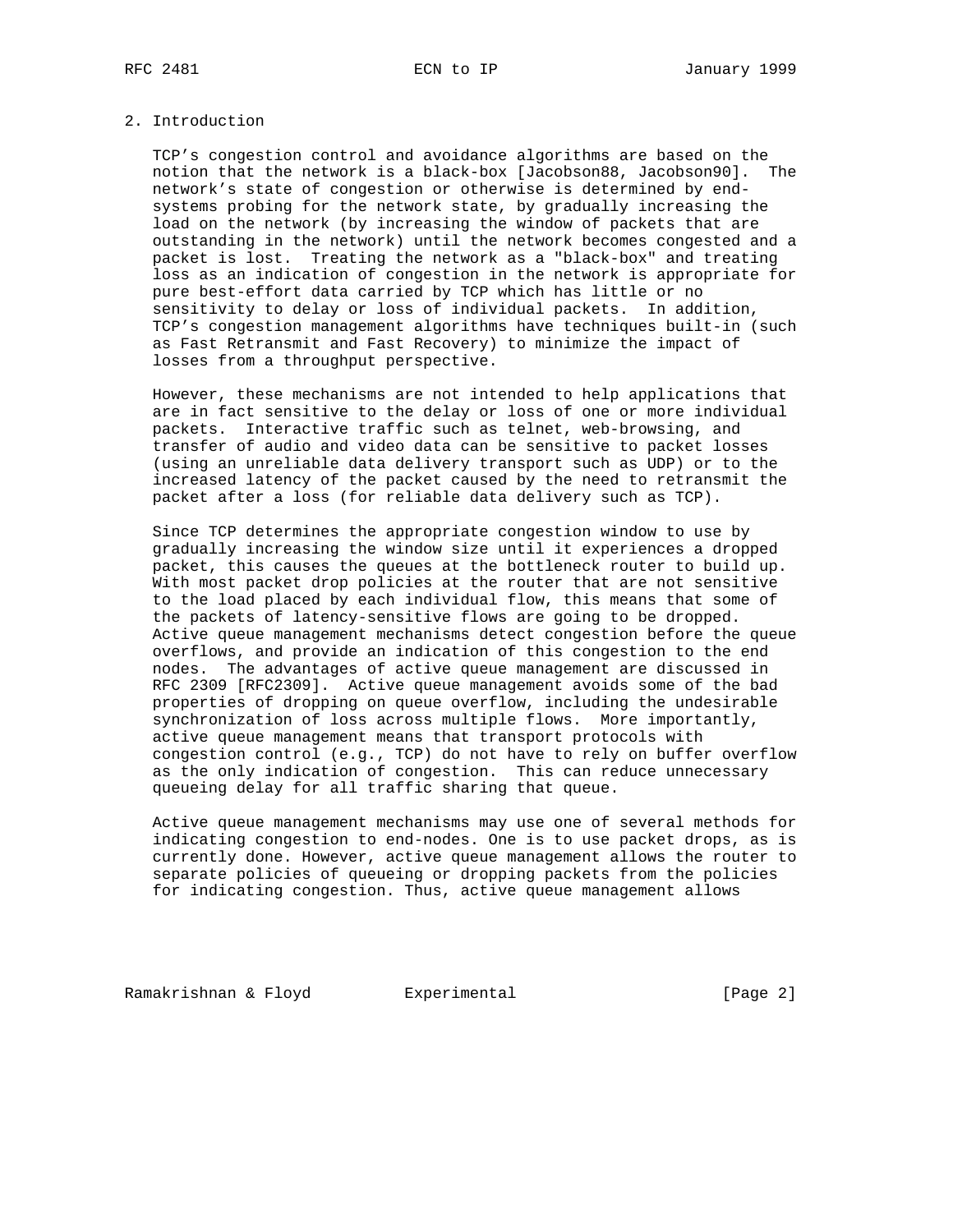## 2. Introduction

TCP's congestion control and avoidance algorithms are based on the notion that the network is a black-box [Jacobson88, Jacobson90]. The network's state of congestion or otherwise is determined by end-systems probing for the network state, by gradually increasing the load on the network (by increasing the window of packets that are outstanding in the network) until the network becomes congested and a packet is lost. Treating the network as a "black-box" and treating loss as an indication of congestion in the network is appropriate for pure best-effort data carried by TCP which has little or no sensitivity to delay or loss of individual packets. In addition, TCP's congestion management algorithms have techniques built-in (such as Fast Retransmit and Fast Recovery) to minimize the impact of losses from a throughput perspective.

However, these mechanisms are not intended to help applications that are in fact sensitive to the delay or loss of one or more individual packets. Interactive traffic such as telnet, web-browsing, and transfer of audio and video data can be sensitive to packet losses (using an unreliable data delivery transport such as UDP) or to the increased latency of the packet caused by the need to retransmit the packet after a loss (for reliable data delivery such as TCP).

Since TCP determines the appropriate congestion window to use by gradually increasing the window size until it experiences a dropped packet, this causes the queues at the bottleneck router to build up. With most packet drop policies at the router that are not sensitive to the load placed by each individual flow, this means that some of the packets of latency-sensitive flows are going to be dropped. Active queue management mechanisms detect congestion before the queue overflows, and provide an indication of this congestion to the end nodes. The advantages of active queue management are discussed in RFC 2309 [RFC2309]. Active queue management avoids some of the bad properties of dropping on queue overflow, including the undesirable synchronization of loss across multiple flows. More importantly, active queue management means that transport protocols with congestion control (e.g., TCP) do not have to rely on buffer overflow as the only indication of congestion. This can reduce unnecessary queueing delay for all traffic sharing that queue.

Active queue management mechanisms may use one of several methods for indicating congestion to end-nodes. One is to use packet drops, as is currently done. However, active queue management allows the router to separate policies of queueing or dropping packets from the policies for indicating congestion. Thus, active queue management allows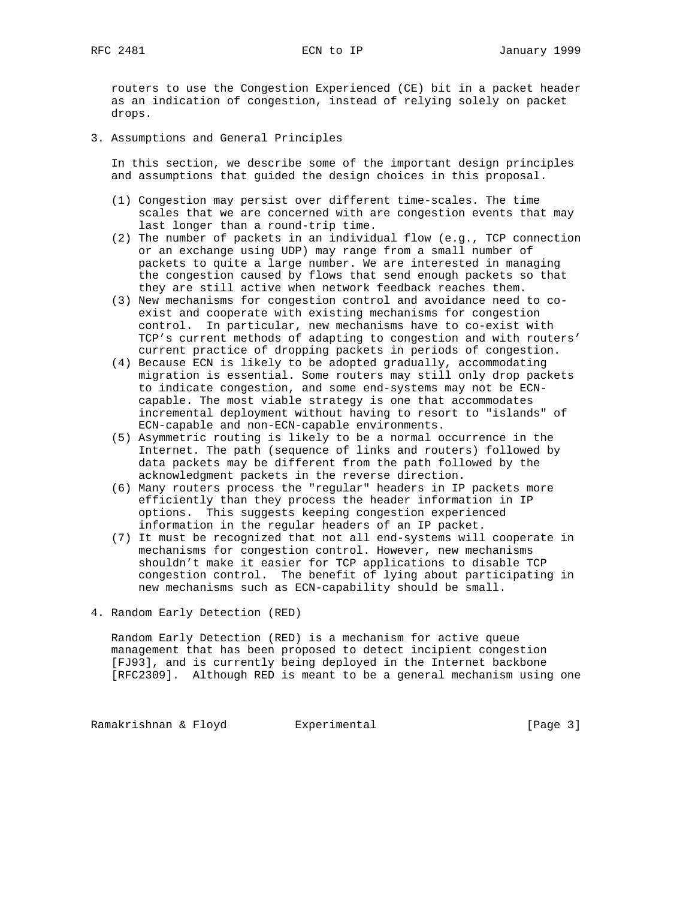routers to use the Congestion Experienced (CE) bit in a packet header as an indication of congestion, instead of relying solely on packet drops.

## 3. Assumptions and General Principles

In this section, we describe some of the important design principles and assumptions that guided the design choices in this proposal.

(1) Congestion may persist over different time-scales. The time scales that we are concerned with are congestion events that may last longer than a round-trip time.

(2) The number of packets in an individual flow (e.g., TCP connection or an exchange using UDP) may range from a small number of packets to quite a large number. We are interested in managing the congestion caused by flows that send enough packets so that they are still active when network feedback reaches them.

(3) New mechanisms for congestion control and avoidance need to co-exist and cooperate with existing mechanisms for congestion control. In particular, new mechanisms have to co-exist with TCP's current methods of adapting to congestion and with routers' current practice of dropping packets in periods of congestion.

(4) Because ECN is likely to be adopted gradually, accommodating migration is essential. Some routers may still only drop packets to indicate congestion, and some end-systems may not be ECN-capable. The most viable strategy is one that accommodates incremental deployment without having to resort to "islands" of ECN-capable and non-ECN-capable environments.

(5) Asymmetric routing is likely to be a normal occurrence in the Internet. The path (sequence of links and routers) followed by data packets may be different from the path followed by the acknowledgment packets in the reverse direction.

(6) Many routers process the "regular" headers in IP packets more efficiently than they process the header information in IP options. This suggests keeping congestion experienced information in the regular headers of an IP packet.

(7) It must be recognized that not all end-systems will cooperate in mechanisms for congestion control. However, new mechanisms shouldn't make it easier for TCP applications to disable TCP congestion control. The benefit of lying about participating in new mechanisms such as ECN-capability should be small.

## 4. Random Early Detection (RED)

Random Early Detection (RED) is a mechanism for active queue management that has been proposed to detect incipient congestion [FJ93], and is currently being deployed in the Internet backbone [RFC2309]. Although RED is meant to be a general mechanism using one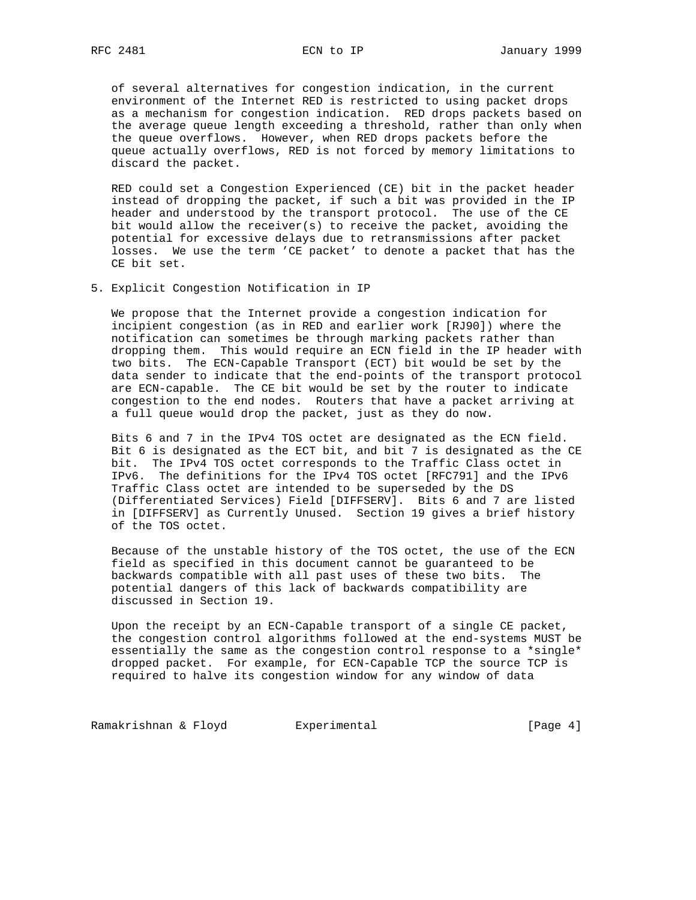of several alternatives for congestion indication, in the current environment of the Internet RED is restricted to using packet drops as a mechanism for congestion indication. RED drops packets based on the average queue length exceeding a threshold, rather than only when the queue overflows. However, when RED drops packets before the queue actually overflows, RED is not forced by memory limitations to discard the packet.

RED could set a Congestion Experienced (CE) bit in the packet header instead of dropping the packet, if such a bit was provided in the IP header and understood by the transport protocol. The use of the CE bit would allow the receiver(s) to receive the packet, avoiding the potential for excessive delays due to retransmissions after packet losses. We use the term 'CE packet' to denote a packet that has the CE bit set.

## 5. Explicit Congestion Notification in IP

We propose that the Internet provide a congestion indication for incipient congestion (as in RED and earlier work [RJ90]) where the notification can sometimes be through marking packets rather than dropping them. This would require an ECN field in the IP header with two bits. The ECN-Capable Transport (ECT) bit would be set by the data sender to indicate that the end-points of the transport protocol are ECN-capable. The CE bit would be set by the router to indicate congestion to the end nodes. Routers that have a packet arriving at a full queue would drop the packet, just as they do now.

Bits 6 and 7 in the IPv4 TOS octet are designated as the ECN field. Bit 6 is designated as the ECT bit, and bit 7 is designated as the CE bit. The IPv4 TOS octet corresponds to the Traffic Class octet in IPv6. The definitions for the IPv4 TOS octet [RFC791] and the IPv6 Traffic Class octet are intended to be superseded by the DS (Differentiated Services) Field [DIFFSERV]. Bits 6 and 7 are listed in [DIFFSERV] as Currently Unused. Section 19 gives a brief history of the TOS octet.

Because of the unstable history of the TOS octet, the use of the ECN field as specified in this document cannot be guaranteed to be backwards compatible with all past uses of these two bits. The potential dangers of this lack of backwards compatibility are discussed in Section 19.

Upon the receipt by an ECN-Capable transport of a single CE packet, the congestion control algorithms followed at the end-systems MUST be essentially the same as the congestion control response to a *single* dropped packet. For example, for ECN-Capable TCP the source TCP is required to halve its congestion window for any window of data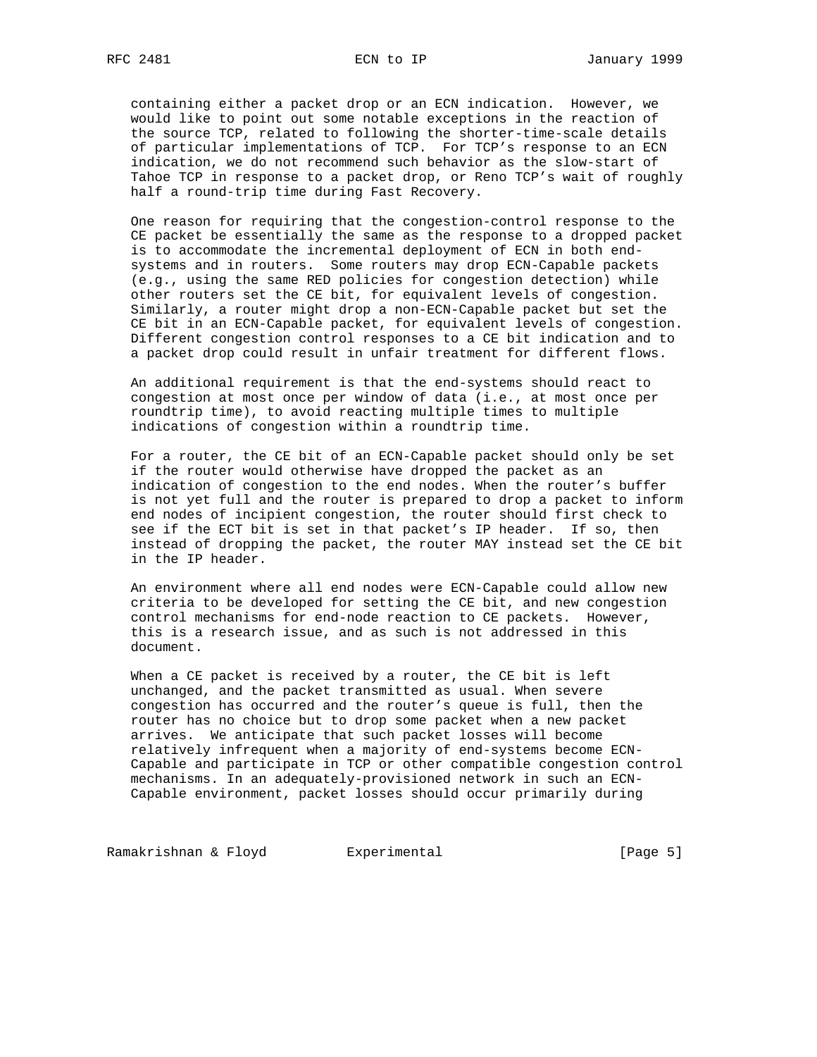containing either a packet drop or an ECN indication. However, we would like to point out some notable exceptions in the reaction of the source TCP, related to following the shorter-time-scale details of particular implementations of TCP. For TCP's response to an ECN indication, we do not recommend such behavior as the slow-start of Tahoe TCP in response to a packet drop, or Reno TCP's wait of roughly half a round-trip time during Fast Recovery.

One reason for requiring that the congestion-control response to the CE packet be essentially the same as the response to a dropped packet is to accommodate the incremental deployment of ECN in both end-systems and in routers. Some routers may drop ECN-Capable packets (e.g., using the same RED policies for congestion detection) while other routers set the CE bit, for equivalent levels of congestion. Similarly, a router might drop a non-ECN-Capable packet but set the CE bit in an ECN-Capable packet, for equivalent levels of congestion. Different congestion control responses to a CE bit indication and to a packet drop could result in unfair treatment for different flows.

An additional requirement is that the end-systems should react to congestion at most once per window of data (i.e., at most once per roundtrip time), to avoid reacting multiple times to multiple indications of congestion within a roundtrip time.

For a router, the CE bit of an ECN-Capable packet should only be set if the router would otherwise have dropped the packet as an indication of congestion to the end nodes. When the router's buffer is not yet full and the router is prepared to drop a packet to inform end nodes of incipient congestion, the router should first check to see if the ECT bit is set in that packet's IP header. If so, then instead of dropping the packet, the router MAY instead set the CE bit in the IP header.

An environment where all end nodes were ECN-Capable could allow new criteria to be developed for setting the CE bit, and new congestion control mechanisms for end-node reaction to CE packets. However, this is a research issue, and as such is not addressed in this document.

When a CE packet is received by a router, the CE bit is left unchanged, and the packet transmitted as usual. When severe congestion has occurred and the router's queue is full, then the router has no choice but to drop some packet when a new packet arrives. We anticipate that such packet losses will become relatively infrequent when a majority of end-systems become ECN-Capable and participate in TCP or other compatible congestion control mechanisms. In an adequately-provisioned network in such an ECN-Capable environment, packet losses should occur primarily during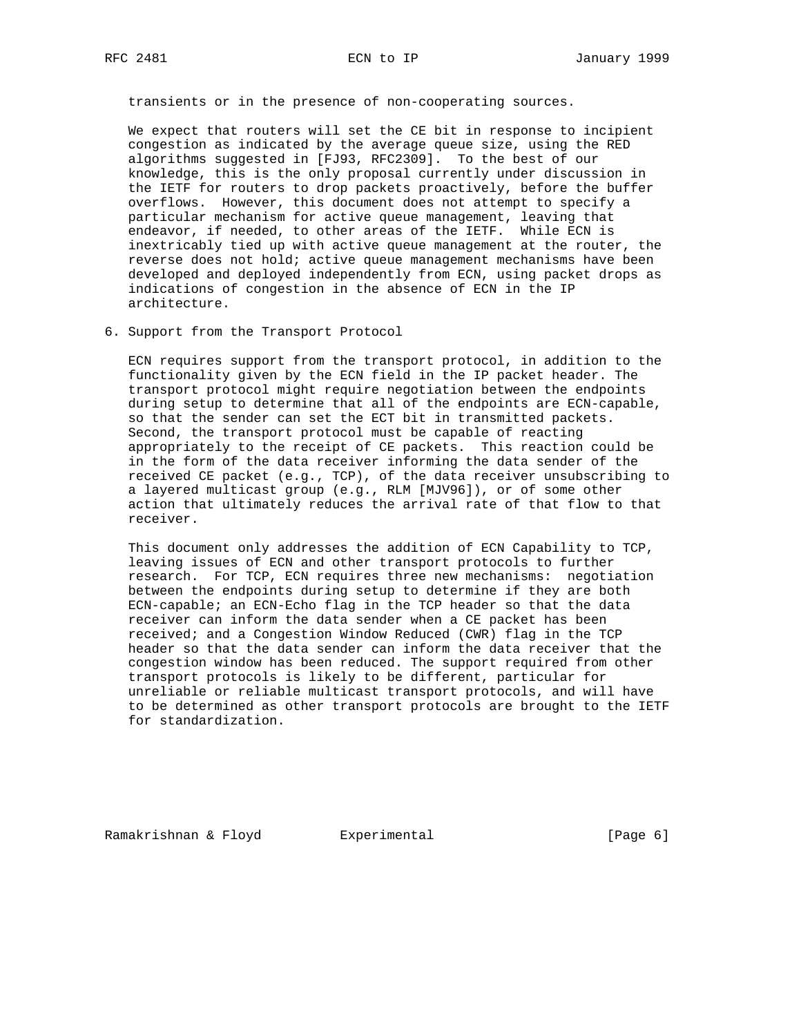transients or in the presence of non-cooperating sources.

We expect that routers will set the CE bit in response to incipient congestion as indicated by the average queue size, using the RED algorithms suggested in [FJ93, RFC2309]. To the best of our knowledge, this is the only proposal currently under discussion in the IETF for routers to drop packets proactively, before the buffer overflows. However, this document does not attempt to specify a particular mechanism for active queue management, leaving that endeavor, if needed, to other areas of the IETF. While ECN is inextricably tied up with active queue management at the router, the reverse does not hold; active queue management mechanisms have been developed and deployed independently from ECN, using packet drops as indications of congestion in the absence of ECN in the IP architecture.

## 6. Support from the Transport Protocol

ECN requires support from the transport protocol, in addition to the functionality given by the ECN field in the IP packet header. The transport protocol might require negotiation between the endpoints during setup to determine that all of the endpoints are ECN-capable, so that the sender can set the ECT bit in transmitted packets. Second, the transport protocol must be capable of reacting appropriately to the receipt of CE packets. This reaction could be in the form of the data receiver informing the data sender of the received CE packet (e.g., TCP), of the data receiver unsubscribing to a layered multicast group (e.g., RLM [MJV96]), or of some other action that ultimately reduces the arrival rate of that flow to that receiver.

This document only addresses the addition of ECN Capability to TCP, leaving issues of ECN and other transport protocols to further research. For TCP, ECN requires three new mechanisms: negotiation between the endpoints during setup to determine if they are both ECN-capable; an ECN-Echo flag in the TCP header so that the data receiver can inform the data sender when a CE packet has been received; and a Congestion Window Reduced (CWR) flag in the TCP header so that the data sender can inform the data receiver that the congestion window has been reduced. The support required from other transport protocols is likely to be different, particular for unreliable or reliable multicast transport protocols, and will have to be determined as other transport protocols are brought to the IETF for standardization.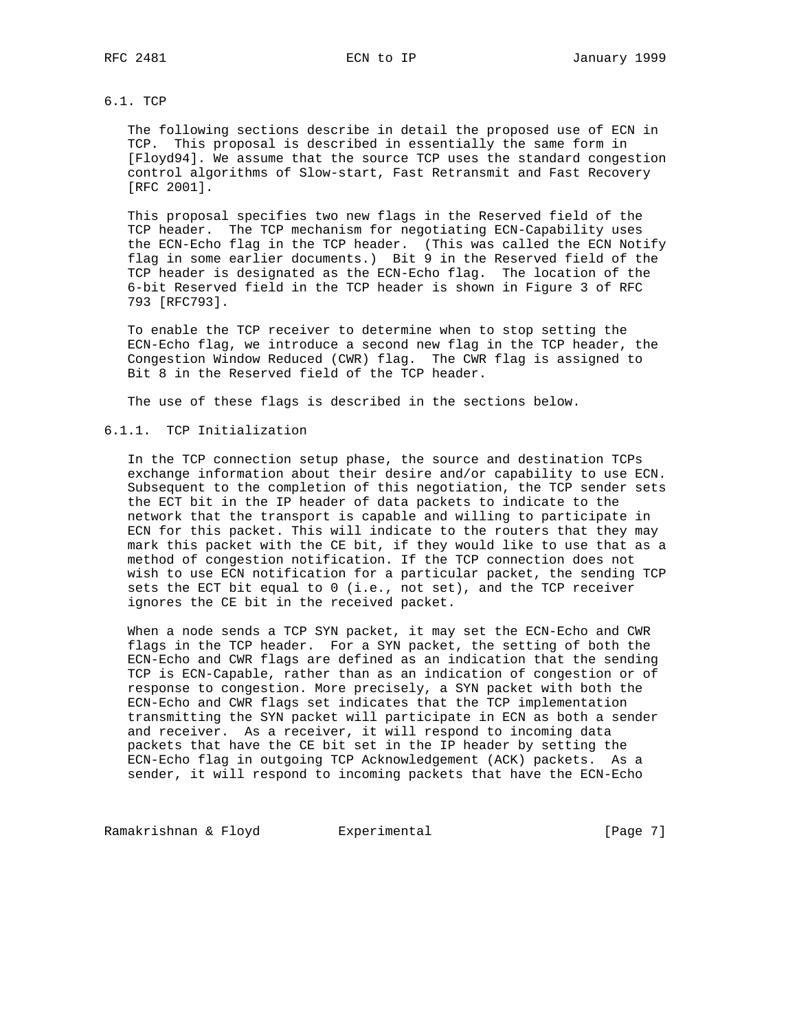### 6.1. TCP

The following sections describe in detail the proposed use of ECN in TCP. This proposal is described in essentially the same form in [Floyd94]. We assume that the source TCP uses the standard congestion control algorithms of Slow-start, Fast Retransmit and Fast Recovery [RFC 2001].

This proposal specifies two new flags in the Reserved field of the TCP header. The TCP mechanism for negotiating ECN-Capability uses the ECN-Echo flag in the TCP header. (This was called the ECN Notify flag in some earlier documents.) Bit 9 in the Reserved field of the TCP header is designated as the ECN-Echo flag. The location of the 6-bit Reserved field in the TCP header is shown in Figure 3 of RFC 793 [RFC793].

To enable the TCP receiver to determine when to stop setting the ECN-Echo flag, we introduce a second new flag in the TCP header, the Congestion Window Reduced (CWR) flag. The CWR flag is assigned to Bit 8 in the Reserved field of the TCP header.

The use of these flags is described in the sections below.

#### 6.1.1. TCP Initialization

In the TCP connection setup phase, the source and destination TCPs exchange information about their desire and/or capability to use ECN. Subsequent to the completion of this negotiation, the TCP sender sets the ECT bit in the IP header of data packets to indicate to the network that the transport is capable and willing to participate in ECN for this packet. This will indicate to the routers that they may mark this packet with the CE bit, if they would like to use that as a method of congestion notification. If the TCP connection does not wish to use ECN notification for a particular packet, the sending TCP sets the ECT bit equal to 0 (i.e., not set), and the TCP receiver ignores the CE bit in the received packet.

When a node sends a TCP SYN packet, it may set the ECN-Echo and CWR flags in the TCP header. For a SYN packet, the setting of both the ECN-Echo and CWR flags are defined as an indication that the sending TCP is ECN-Capable, rather than as an indication of congestion or of response to congestion. More precisely, a SYN packet with both the ECN-Echo and CWR flags set indicates that the TCP implementation transmitting the SYN packet will participate in ECN as both a sender and receiver. As a receiver, it will respond to incoming data packets that have the CE bit set in the IP header by setting the ECN-Echo flag in outgoing TCP Acknowledgement (ACK) packets. As a sender, it will respond to incoming packets that have the ECN-Echo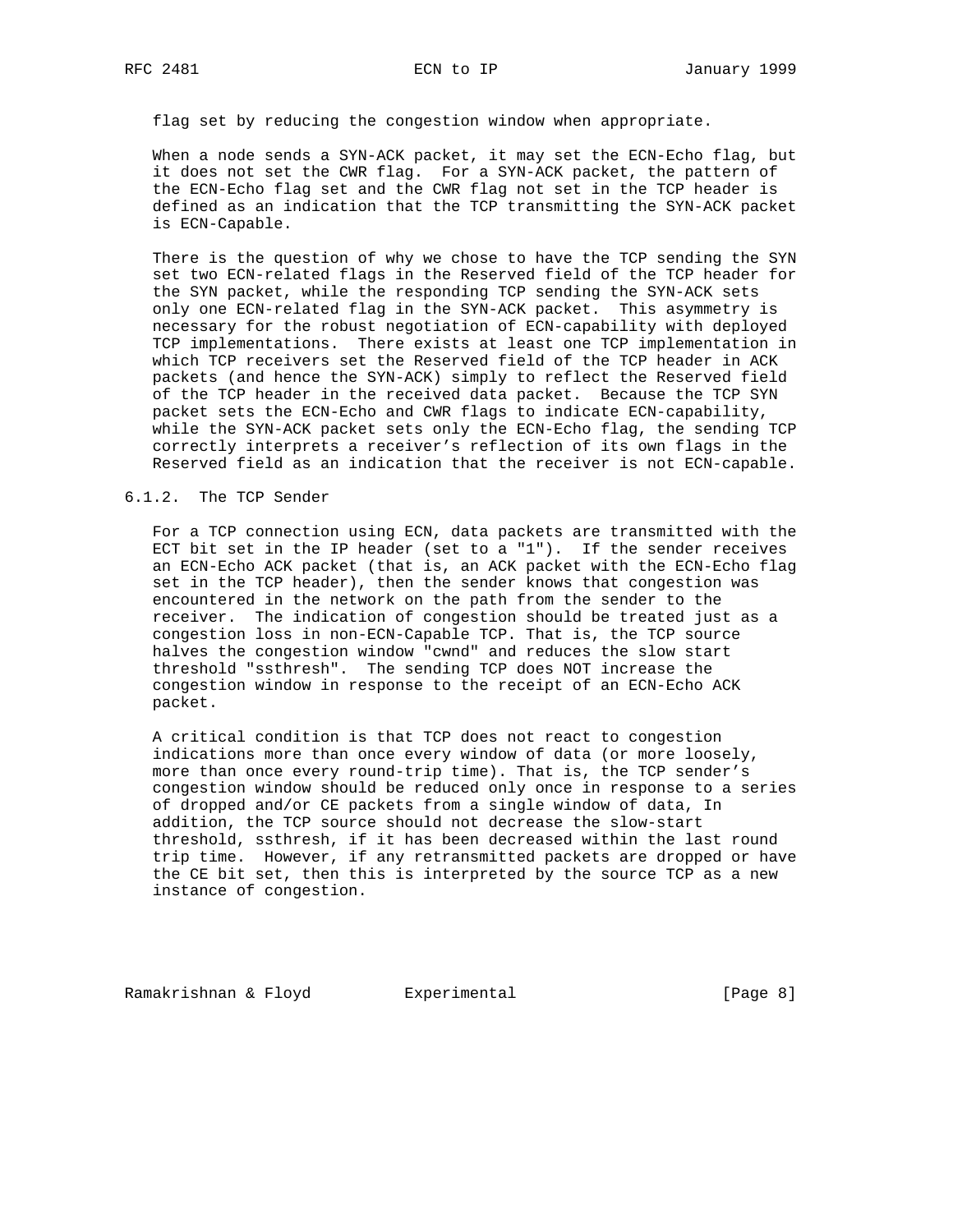flag set by reducing the congestion window when appropriate.

When a node sends a SYN-ACK packet, it may set the ECN-Echo flag, but it does not set the CWR flag. For a SYN-ACK packet, the pattern of the ECN-Echo flag set and the CWR flag not set in the TCP header is defined as an indication that the TCP transmitting the SYN-ACK packet is ECN-Capable.

There is the question of why we chose to have the TCP sending the SYN set two ECN-related flags in the Reserved field of the TCP header for the SYN packet, while the responding TCP sending the SYN-ACK sets only one ECN-related flag in the SYN-ACK packet. This asymmetry is necessary for the robust negotiation of ECN-capability with deployed TCP implementations. There exists at least one TCP implementation in which TCP receivers set the Reserved field of the TCP header in ACK packets (and hence the SYN-ACK) simply to reflect the Reserved field of the TCP header in the received data packet. Because the TCP SYN packet sets the ECN-Echo and CWR flags to indicate ECN-capability, while the SYN-ACK packet sets only the ECN-Echo flag, the sending TCP correctly interprets a receiver's reflection of its own flags in the Reserved field as an indication that the receiver is not ECN-capable.

### 6.1.2. The TCP Sender

For a TCP connection using ECN, data packets are transmitted with the ECT bit set in the IP header (set to a "1"). If the sender receives an ECN-Echo ACK packet (that is, an ACK packet with the ECN-Echo flag set in the TCP header), then the sender knows that congestion was encountered in the network on the path from the sender to the receiver. The indication of congestion should be treated just as a congestion loss in non-ECN-Capable TCP. That is, the TCP source halves the congestion window "cwnd" and reduces the slow start threshold "ssthresh". The sending TCP does NOT increase the congestion window in response to the receipt of an ECN-Echo ACK packet.

A critical condition is that TCP does not react to congestion indications more than once every window of data (or more loosely, more than once every round-trip time). That is, the TCP sender's congestion window should be reduced only once in response to a series of dropped and/or CE packets from a single window of data, In addition, the TCP source should not decrease the slow-start threshold, ssthresh, if it has been decreased within the last round trip time. However, if any retransmitted packets are dropped or have the CE bit set, then this is interpreted by the source TCP as a new instance of congestion.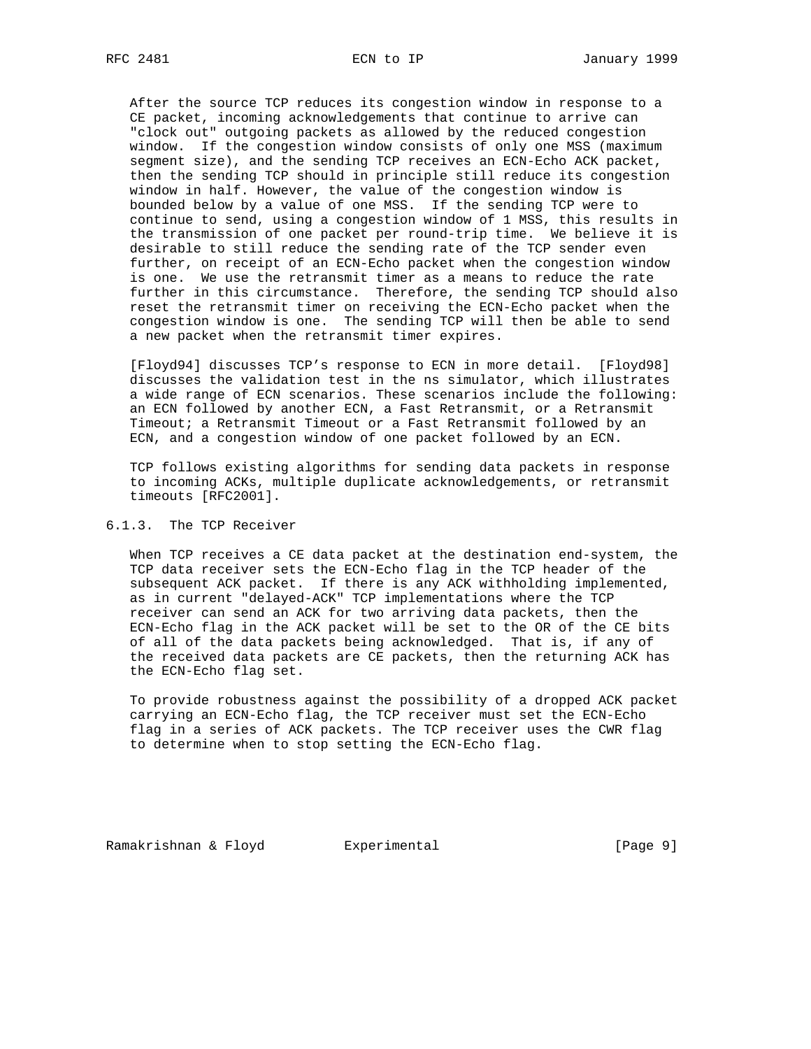After the source TCP reduces its congestion window in response to a CE packet, incoming acknowledgements that continue to arrive can "clock out" outgoing packets as allowed by the reduced congestion window. If the congestion window consists of only one MSS (maximum segment size), and the sending TCP receives an ECN-Echo ACK packet, then the sending TCP should in principle still reduce its congestion window in half. However, the value of the congestion window is bounded below by a value of one MSS. If the sending TCP were to continue to send, using a congestion window of 1 MSS, this results in the transmission of one packet per round-trip time. We believe it is desirable to still reduce the sending rate of the TCP sender even further, on receipt of an ECN-Echo packet when the congestion window is one. We use the retransmit timer as a means to reduce the rate further in this circumstance. Therefore, the sending TCP should also reset the retransmit timer on receiving the ECN-Echo packet when the congestion window is one. The sending TCP will then be able to send a new packet when the retransmit timer expires.

[Floyd94] discusses TCP's response to ECN in more detail. [Floyd98] discusses the validation test in the ns simulator, which illustrates a wide range of ECN scenarios. These scenarios include the following: an ECN followed by another ECN, a Fast Retransmit, or a Retransmit Timeout; a Retransmit Timeout or a Fast Retransmit followed by an ECN, and a congestion window of one packet followed by an ECN.

TCP follows existing algorithms for sending data packets in response to incoming ACKs, multiple duplicate acknowledgements, or retransmit timeouts [RFC2001].

### 6.1.3. The TCP Receiver

When TCP receives a CE data packet at the destination end-system, the TCP data receiver sets the ECN-Echo flag in the TCP header of the subsequent ACK packet. If there is any ACK withholding implemented, as in current "delayed-ACK" TCP implementations where the TCP receiver can send an ACK for two arriving data packets, then the ECN-Echo flag in the ACK packet will be set to the OR of the CE bits of all of the data packets being acknowledged. That is, if any of the received data packets are CE packets, then the returning ACK has the ECN-Echo flag set.

To provide robustness against the possibility of a dropped ACK packet carrying an ECN-Echo flag, the TCP receiver must set the ECN-Echo flag in a series of ACK packets. The TCP receiver uses the CWR flag to determine when to stop setting the ECN-Echo flag.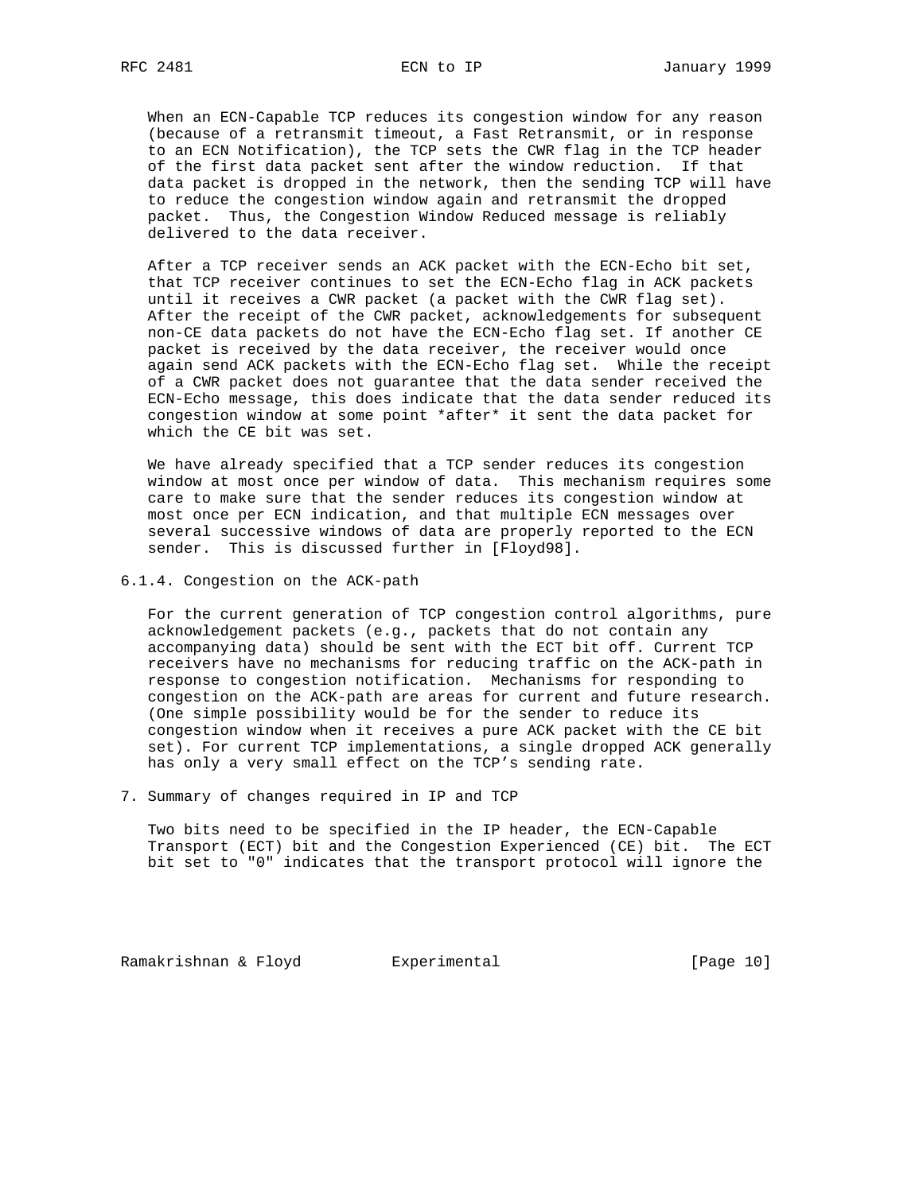When an ECN-Capable TCP reduces its congestion window for any reason (because of a retransmit timeout, a Fast Retransmit, or in response to an ECN Notification), the TCP sets the CWR flag in the TCP header of the first data packet sent after the window reduction. If that data packet is dropped in the network, then the sending TCP will have to reduce the congestion window again and retransmit the dropped packet. Thus, the Congestion Window Reduced message is reliably delivered to the data receiver.

After a TCP receiver sends an ACK packet with the ECN-Echo bit set, that TCP receiver continues to set the ECN-Echo flag in ACK packets until it receives a CWR packet (a packet with the CWR flag set). After the receipt of the CWR packet, acknowledgements for subsequent non-CE data packets do not have the ECN-Echo flag set. If another CE packet is received by the data receiver, the receiver would once again send ACK packets with the ECN-Echo flag set. While the receipt of a CWR packet does not guarantee that the data sender received the ECN-Echo message, this does indicate that the data sender reduced its congestion window at some point *after* it sent the data packet for which the CE bit was set.

We have already specified that a TCP sender reduces its congestion window at most once per window of data. This mechanism requires some care to make sure that the sender reduces its congestion window at most once per ECN indication, and that multiple ECN messages over several successive windows of data are properly reported to the ECN sender. This is discussed further in [Floyd98].

#### 6.1.4. Congestion on the ACK-path

For the current generation of TCP congestion control algorithms, pure acknowledgement packets (e.g., packets that do not contain any accompanying data) should be sent with the ECT bit off. Current TCP receivers have no mechanisms for reducing traffic on the ACK-path in response to congestion notification. Mechanisms for responding to congestion on the ACK-path are areas for current and future research. (One simple possibility would be for the sender to reduce its congestion window when it receives a pure ACK packet with the CE bit set). For current TCP implementations, a single dropped ACK generally has only a very small effect on the TCP's sending rate.

## 7. Summary of changes required in IP and TCP

Two bits need to be specified in the IP header, the ECN-Capable Transport (ECT) bit and the Congestion Experienced (CE) bit. The ECT bit set to "0" indicates that the transport protocol will ignore the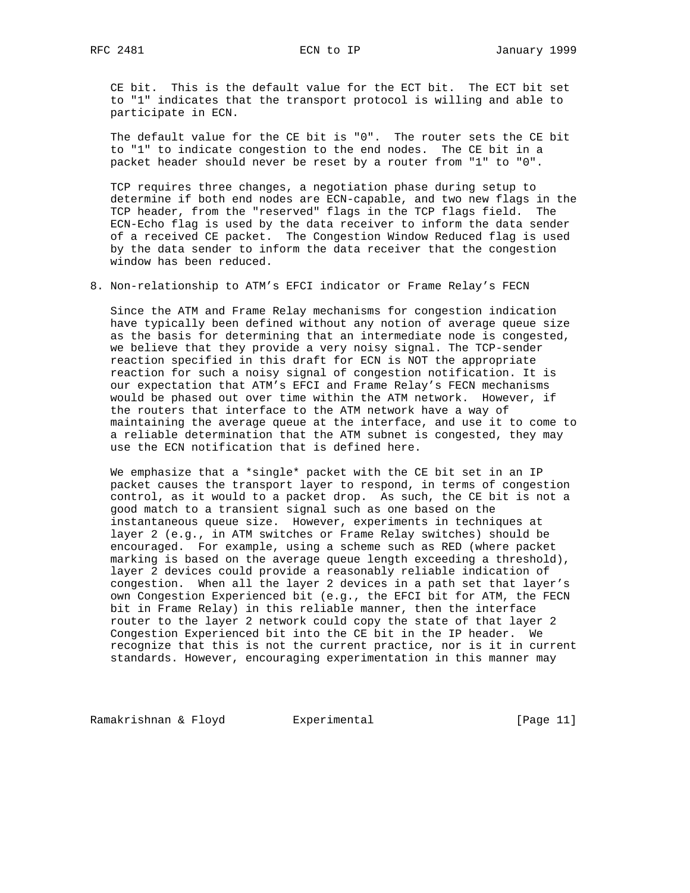CE bit. This is the default value for the ECT bit. The ECT bit set to "1" indicates that the transport protocol is willing and able to participate in ECN.

The default value for the CE bit is "0". The router sets the CE bit to "1" to indicate congestion to the end nodes. The CE bit in a packet header should never be reset by a router from "1" to "0".

TCP requires three changes, a negotiation phase during setup to determine if both end nodes are ECN-capable, and two new flags in the TCP header, from the "reserved" flags in the TCP flags field. The ECN-Echo flag is used by the data receiver to inform the data sender of a received CE packet. The Congestion Window Reduced flag is used by the data sender to inform the data receiver that the congestion window has been reduced.

## 8. Non-relationship to ATM's EFCI indicator or Frame Relay's FECN

Since the ATM and Frame Relay mechanisms for congestion indication have typically been defined without any notion of average queue size as the basis for determining that an intermediate node is congested, we believe that they provide a very noisy signal. The TCP-sender reaction specified in this draft for ECN is NOT the appropriate reaction for such a noisy signal of congestion notification. It is our expectation that ATM's EFCI and Frame Relay's FECN mechanisms would be phased out over time within the ATM network. However, if the routers that interface to the ATM network have a way of maintaining the average queue at the interface, and use it to come to a reliable determination that the ATM subnet is congested, they may use the ECN notification that is defined here.

We emphasize that a *single* packet with the CE bit set in an IP packet causes the transport layer to respond, in terms of congestion control, as it would to a packet drop. As such, the CE bit is not a good match to a transient signal such as one based on the instantaneous queue size. However, experiments in techniques at layer 2 (e.g., in ATM switches or Frame Relay switches) should be encouraged. For example, using a scheme such as RED (where packet marking is based on the average queue length exceeding a threshold), layer 2 devices could provide a reasonably reliable indication of congestion. When all the layer 2 devices in a path set that layer's own Congestion Experienced bit (e.g., the EFCI bit for ATM, the FECN bit in Frame Relay) in this reliable manner, then the interface router to the layer 2 network could copy the state of that layer 2 Congestion Experienced bit into the CE bit in the IP header. We recognize that this is not the current practice, nor is it in current standards. However, encouraging experimentation in this manner may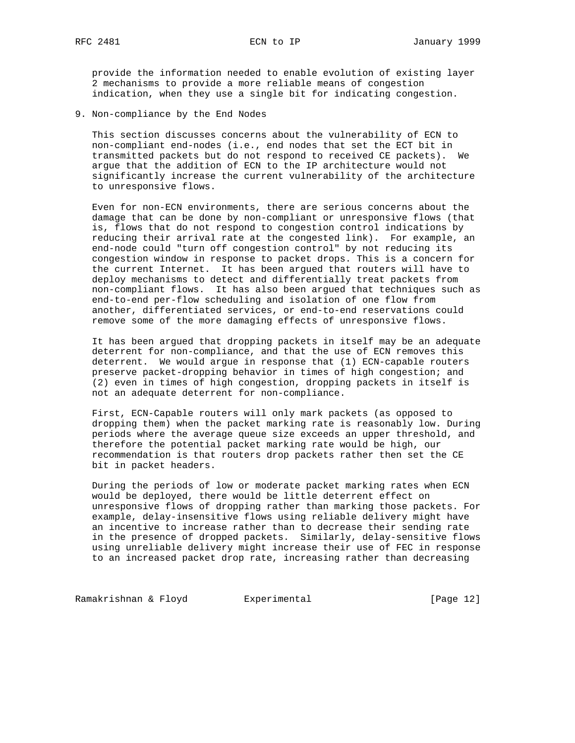provide the information needed to enable evolution of existing layer 2 mechanisms to provide a more reliable means of congestion indication, when they use a single bit for indicating congestion.

## 9. Non-compliance by the End Nodes

This section discusses concerns about the vulnerability of ECN to non-compliant end-nodes (i.e., end nodes that set the ECT bit in transmitted packets but do not respond to received CE packets). We argue that the addition of ECN to the IP architecture would not significantly increase the current vulnerability of the architecture to unresponsive flows.

Even for non-ECN environments, there are serious concerns about the damage that can be done by non-compliant or unresponsive flows (that is, flows that do not respond to congestion control indications by reducing their arrival rate at the congested link). For example, an end-node could "turn off congestion control" by not reducing its congestion window in response to packet drops. This is a concern for the current Internet. It has been argued that routers will have to deploy mechanisms to detect and differentially treat packets from non-compliant flows. It has also been argued that techniques such as end-to-end per-flow scheduling and isolation of one flow from another, differentiated services, or end-to-end reservations could remove some of the more damaging effects of unresponsive flows.

It has been argued that dropping packets in itself may be an adequate deterrent for non-compliance, and that the use of ECN removes this deterrent. We would argue in response that (1) ECN-capable routers preserve packet-dropping behavior in times of high congestion; and (2) even in times of high congestion, dropping packets in itself is not an adequate deterrent for non-compliance.

First, ECN-Capable routers will only mark packets (as opposed to dropping them) when the packet marking rate is reasonably low. During periods where the average queue size exceeds an upper threshold, and therefore the potential packet marking rate would be high, our recommendation is that routers drop packets rather then set the CE bit in packet headers.

During the periods of low or moderate packet marking rates when ECN would be deployed, there would be little deterrent effect on unresponsive flows of dropping rather than marking those packets. For example, delay-insensitive flows using reliable delivery might have an incentive to increase rather than to decrease their sending rate in the presence of dropped packets. Similarly, delay-sensitive flows using unreliable delivery might increase their use of FEC in response to an increased packet drop rate, increasing rather than decreasing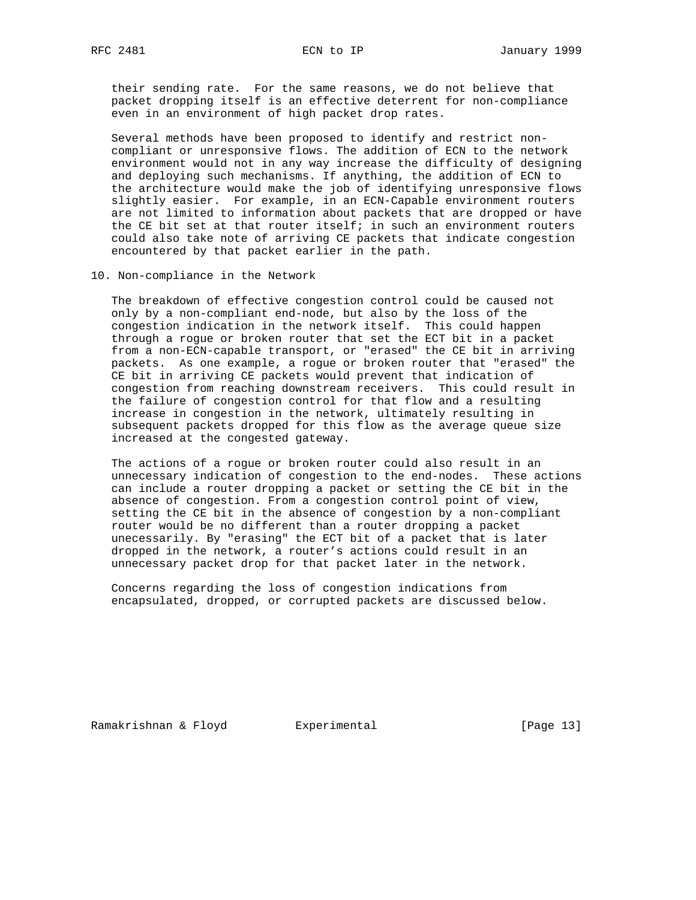their sending rate. For the same reasons, we do not believe that packet dropping itself is an effective deterrent for non-compliance even in an environment of high packet drop rates.

Several methods have been proposed to identify and restrict non-compliant or unresponsive flows. The addition of ECN to the network environment would not in any way increase the difficulty of designing and deploying such mechanisms. If anything, the addition of ECN to the architecture would make the job of identifying unresponsive flows slightly easier. For example, in an ECN-Capable environment routers are not limited to information about packets that are dropped or have the CE bit set at that router itself; in such an environment routers could also take note of arriving CE packets that indicate congestion encountered by that packet earlier in the path.

## 10. Non-compliance in the Network

The breakdown of effective congestion control could be caused not only by a non-compliant end-node, but also by the loss of the congestion indication in the network itself. This could happen through a rogue or broken router that set the ECT bit in a packet from a non-ECN-capable transport, or "erased" the CE bit in arriving packets. As one example, a rogue or broken router that "erased" the CE bit in arriving CE packets would prevent that indication of congestion from reaching downstream receivers. This could result in the failure of congestion control for that flow and a resulting increase in congestion in the network, ultimately resulting in subsequent packets dropped for this flow as the average queue size increased at the congested gateway.

The actions of a rogue or broken router could also result in an unnecessary indication of congestion to the end-nodes. These actions can include a router dropping a packet or setting the CE bit in the absence of congestion. From a congestion control point of view, setting the CE bit in the absence of congestion by a non-compliant router would be no different than a router dropping a packet unecessarily. By "erasing" the ECT bit of a packet that is later dropped in the network, a router's actions could result in an unnecessary packet drop for that packet later in the network.

Concerns regarding the loss of congestion indications from encapsulated, dropped, or corrupted packets are discussed below.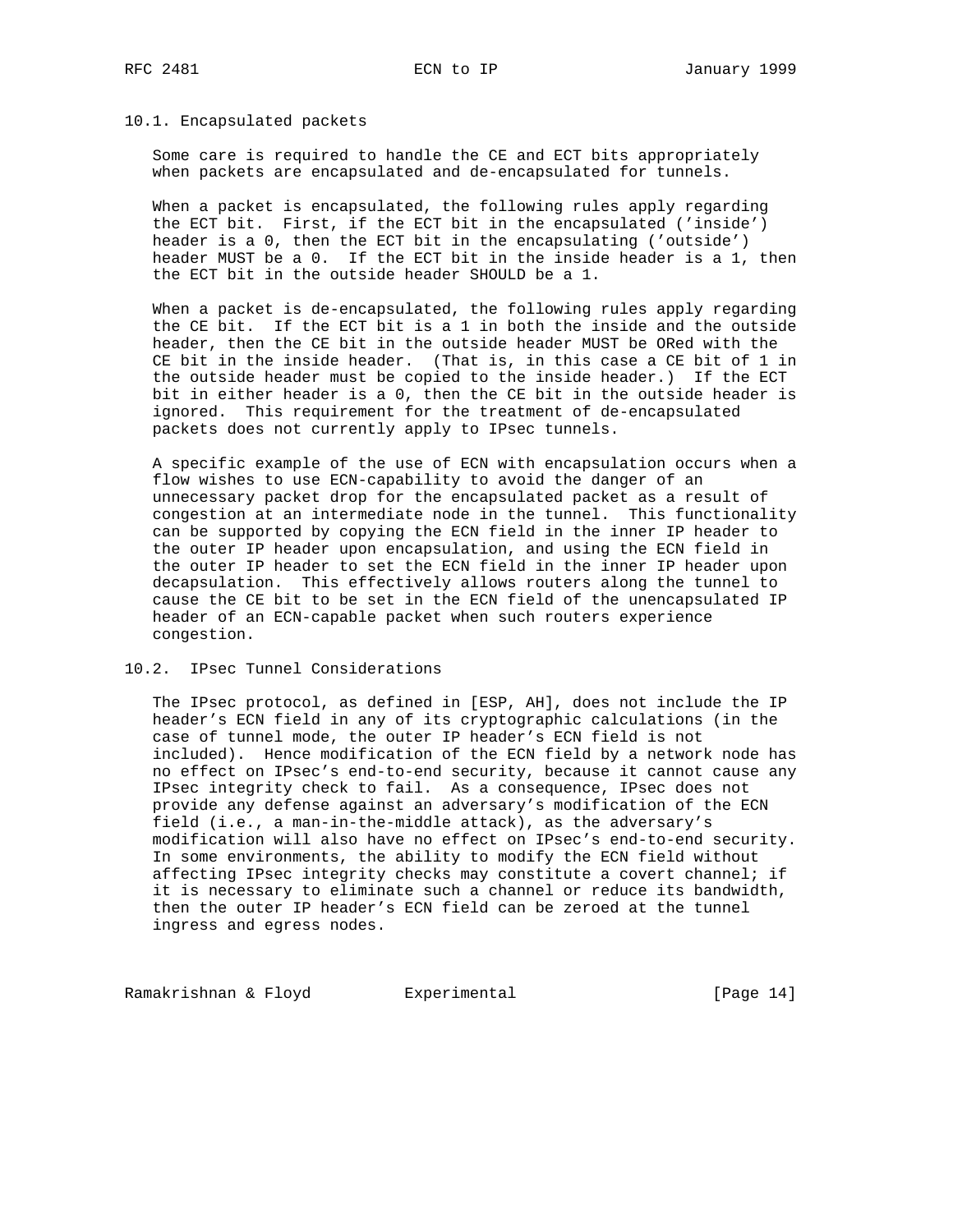### 10.1. Encapsulated packets

Some care is required to handle the CE and ECT bits appropriately when packets are encapsulated and de-encapsulated for tunnels.

When a packet is encapsulated, the following rules apply regarding the ECT bit. First, if the ECT bit in the encapsulated ('inside') header is a 0, then the ECT bit in the encapsulating ('outside') header MUST be a 0. If the ECT bit in the inside header is a 1, then the ECT bit in the outside header SHOULD be a 1.

When a packet is de-encapsulated, the following rules apply regarding the CE bit. If the ECT bit is a 1 in both the inside and the outside header, then the CE bit in the outside header MUST be ORed with the CE bit in the inside header. (That is, in this case a CE bit of 1 in the outside header must be copied to the inside header.) If the ECT bit in either header is a 0, then the CE bit in the outside header is ignored. This requirement for the treatment of de-encapsulated packets does not currently apply to IPsec tunnels.

A specific example of the use of ECN with encapsulation occurs when a flow wishes to use ECN-capability to avoid the danger of an unnecessary packet drop for the encapsulated packet as a result of congestion at an intermediate node in the tunnel. This functionality can be supported by copying the ECN field in the inner IP header to the outer IP header upon encapsulation, and using the ECN field in the outer IP header to set the ECN field in the inner IP header upon decapsulation. This effectively allows routers along the tunnel to cause the CE bit to be set in the ECN field of the unencapsulated IP header of an ECN-capable packet when such routers experience congestion.

### 10.2. IPsec Tunnel Considerations

The IPsec protocol, as defined in [ESP, AH], does not include the IP header's ECN field in any of its cryptographic calculations (in the case of tunnel mode, the outer IP header's ECN field is not included). Hence modification of the ECN field by a network node has no effect on IPsec's end-to-end security, because it cannot cause any IPsec integrity check to fail. As a consequence, IPsec does not provide any defense against an adversary's modification of the ECN field (i.e., a man-in-the-middle attack), as the adversary's modification will also have no effect on IPsec's end-to-end security. In some environments, the ability to modify the ECN field without affecting IPsec integrity checks may constitute a covert channel; if it is necessary to eliminate such a channel or reduce its bandwidth, then the outer IP header's ECN field can be zeroed at the tunnel ingress and egress nodes.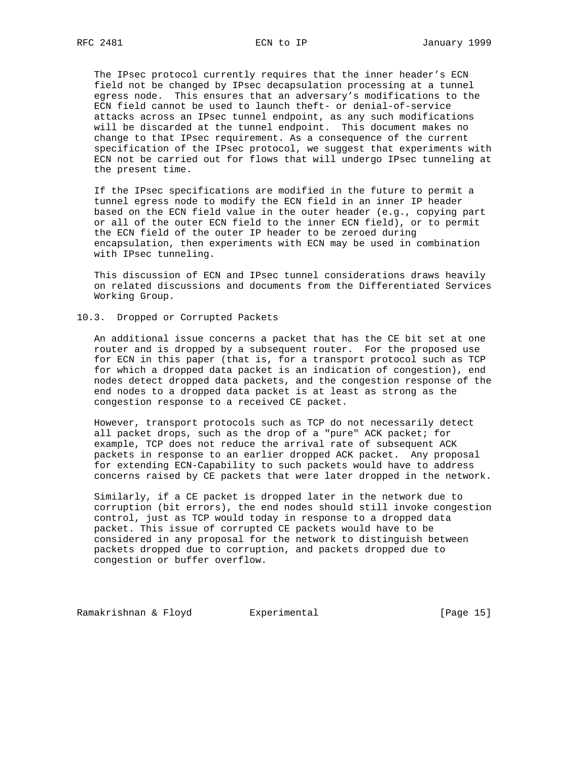The IPsec protocol currently requires that the inner header's ECN field not be changed by IPsec decapsulation processing at a tunnel egress node. This ensures that an adversary's modifications to the ECN field cannot be used to launch theft- or denial-of-service attacks across an IPsec tunnel endpoint, as any such modifications will be discarded at the tunnel endpoint. This document makes no change to that IPsec requirement. As a consequence of the current specification of the IPsec protocol, we suggest that experiments with ECN not be carried out for flows that will undergo IPsec tunneling at the present time.

If the IPsec specifications are modified in the future to permit a tunnel egress node to modify the ECN field in an inner IP header based on the ECN field value in the outer header (e.g., copying part or all of the outer ECN field to the inner ECN field), or to permit the ECN field of the outer IP header to be zeroed during encapsulation, then experiments with ECN may be used in combination with IPsec tunneling.

This discussion of ECN and IPsec tunnel considerations draws heavily on related discussions and documents from the Differentiated Services Working Group.

### 10.3. Dropped or Corrupted Packets

An additional issue concerns a packet that has the CE bit set at one router and is dropped by a subsequent router. For the proposed use for ECN in this paper (that is, for a transport protocol such as TCP for which a dropped data packet is an indication of congestion), end nodes detect dropped data packets, and the congestion response of the end nodes to a dropped data packet is at least as strong as the congestion response to a received CE packet.

However, transport protocols such as TCP do not necessarily detect all packet drops, such as the drop of a "pure" ACK packet; for example, TCP does not reduce the arrival rate of subsequent ACK packets in response to an earlier dropped ACK packet. Any proposal for extending ECN-Capability to such packets would have to address concerns raised by CE packets that were later dropped in the network.

Similarly, if a CE packet is dropped later in the network due to corruption (bit errors), the end nodes should still invoke congestion control, just as TCP would today in response to a dropped data packet. This issue of corrupted CE packets would have to be considered in any proposal for the network to distinguish between packets dropped due to corruption, and packets dropped due to congestion or buffer overflow.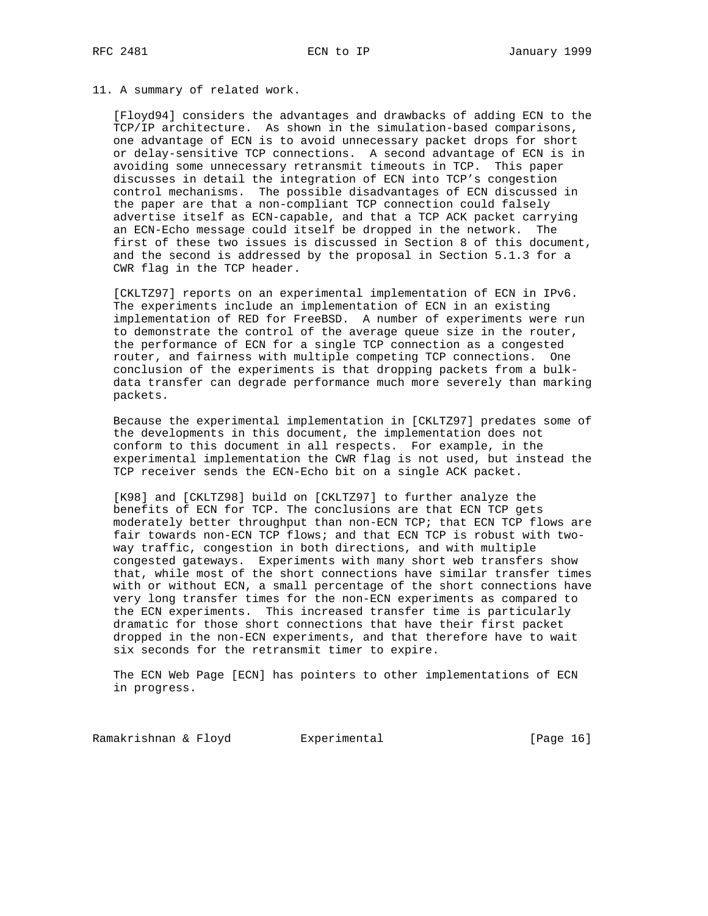## 11. A summary of related work.

[Floyd94] considers the advantages and drawbacks of adding ECN to the TCP/IP architecture. As shown in the simulation-based comparisons, one advantage of ECN is to avoid unnecessary packet drops for short or delay-sensitive TCP connections. A second advantage of ECN is in avoiding some unnecessary retransmit timeouts in TCP. This paper discusses in detail the integration of ECN into TCP's congestion control mechanisms. The possible disadvantages of ECN discussed in the paper are that a non-compliant TCP connection could falsely advertise itself as ECN-capable, and that a TCP ACK packet carrying an ECN-Echo message could itself be dropped in the network. The first of these two issues is discussed in Section 8 of this document, and the second is addressed by the proposal in Section 5.1.3 for a CWR flag in the TCP header.

[CKLTZ97] reports on an experimental implementation of ECN in IPv6. The experiments include an implementation of ECN in an existing implementation of RED for FreeBSD. A number of experiments were run to demonstrate the control of the average queue size in the router, the performance of ECN for a single TCP connection as a congested router, and fairness with multiple competing TCP connections. One conclusion of the experiments is that dropping packets from a bulk-data transfer can degrade performance much more severely than marking packets.

Because the experimental implementation in [CKLTZ97] predates some of the developments in this document, the implementation does not conform to this document in all respects. For example, in the experimental implementation the CWR flag is not used, but instead the TCP receiver sends the ECN-Echo bit on a single ACK packet.

[K98] and [CKLTZ98] build on [CKLTZ97] to further analyze the benefits of ECN for TCP. The conclusions are that ECN TCP gets moderately better throughput than non-ECN TCP; that ECN TCP flows are fair towards non-ECN TCP flows; and that ECN TCP is robust with two-way traffic, congestion in both directions, and with multiple congested gateways. Experiments with many short web transfers show that, while most of the short connections have similar transfer times with or without ECN, a small percentage of the short connections have very long transfer times for the non-ECN experiments as compared to the ECN experiments. This increased transfer time is particularly dramatic for those short connections that have their first packet dropped in the non-ECN experiments, and that therefore have to wait six seconds for the retransmit timer to expire.

The ECN Web Page [ECN] has pointers to other implementations of ECN in progress.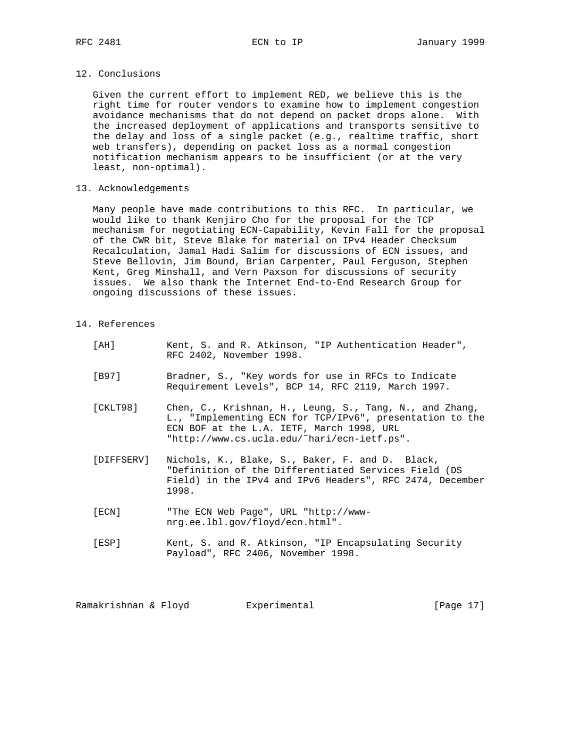## 12. Conclusions

Given the current effort to implement RED, we believe this is the right time for router vendors to examine how to implement congestion avoidance mechanisms that do not depend on packet drops alone. With the increased deployment of applications and transports sensitive to the delay and loss of a single packet (e.g., realtime traffic, short web transfers), depending on packet loss as a normal congestion notification mechanism appears to be insufficient (or at the very least, non-optimal).

## 13. Acknowledgements

Many people have made contributions to this RFC. In particular, we would like to thank Kenjiro Cho for the proposal for the TCP mechanism for negotiating ECN-Capability, Kevin Fall for the proposal of the CWR bit, Steve Blake for material on IPv4 Header Checksum Recalculation, Jamal Hadi Salim for discussions of ECN issues, and Steve Bellovin, Jim Bound, Brian Carpenter, Paul Ferguson, Stephen Kent, Greg Minshall, and Vern Paxson for discussions of security issues. We also thank the Internet End-to-End Research Group for ongoing discussions of these issues.

## 14. References

[AH] Kent, S. and R. Atkinson, "IP Authentication Header", RFC 2402, November 1998.

[B97] Bradner, S., "Key words for use in RFCs to Indicate Requirement Levels", BCP 14, RFC 2119, March 1997.

[CKLT98] Chen, C., Krishnan, H., Leung, S., Tang, N., and Zhang, L., "Implementing ECN for TCP/IPv6", presentation to the ECN BOF at the L.A. IETF, March 1998, URL "http://www.cs.ucla.edu/~hari/ecn-ietf.ps".

[DIFFSERV] Nichols, K., Blake, S., Baker, F. and D. Black, "Definition of the Differentiated Services Field (DS Field) in the IPv4 and IPv6 Headers", RFC 2474, December 1998.

[ECN] "The ECN Web Page", URL "http://www-nrg.ee.lbl.gov/floyd/ecn.html".

[ESP] Kent, S. and R. Atkinson, "IP Encapsulating Security Payload", RFC 2406, November 1998.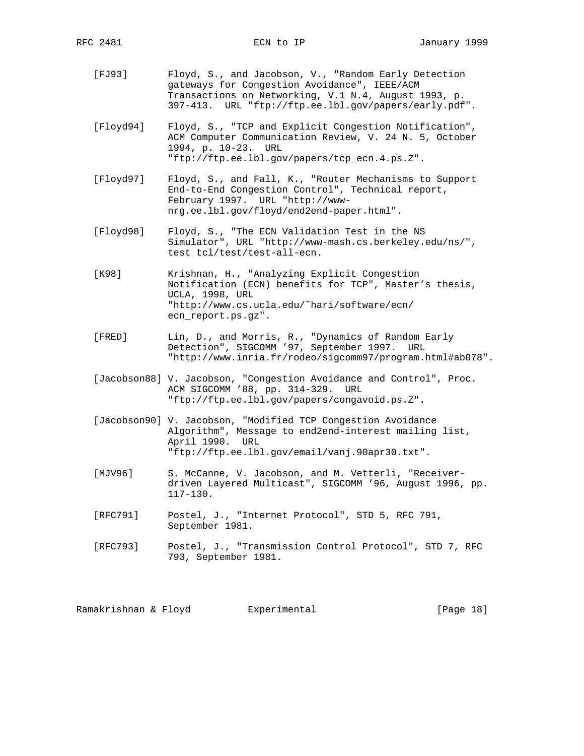[FJ93] Floyd, S., and Jacobson, V., "Random Early Detection gateways for Congestion Avoidance", IEEE/ACM Transactions on Networking, V.1 N.4, August 1993, p. 397-413. URL "ftp://ftp.ee.lbl.gov/papers/early.pdf".

[Floyd94] Floyd, S., "TCP and Explicit Congestion Notification", ACM Computer Communication Review, V. 24 N. 5, October 1994, p. 10-23. URL "ftp://ftp.ee.lbl.gov/papers/tcp_ecn.4.ps.Z".

[Floyd97] Floyd, S., and Fall, K., "Router Mechanisms to Support End-to-End Congestion Control", Technical report, February 1997. URL "http://www-nrg.ee.lbl.gov/floyd/end2end-paper.html".

[Floyd98] Floyd, S., "The ECN Validation Test in the NS Simulator", URL "http://www-mash.cs.berkeley.edu/ns/", test tcl/test/test-all-ecn.

[K98] Krishnan, H., "Analyzing Explicit Congestion Notification (ECN) benefits for TCP", Master's thesis, UCLA, 1998, URL "http://www.cs.ucla.edu/~hari/software/ecn/ecn_report.ps.gz".

[FRED] Lin, D., and Morris, R., "Dynamics of Random Early Detection", SIGCOMM '97, September 1997. URL "http://www.inria.fr/rodeo/sigcomm97/program.html#ab078".

[Jacobson88] V. Jacobson, "Congestion Avoidance and Control", Proc. ACM SIGCOMM '88, pp. 314-329. URL "ftp://ftp.ee.lbl.gov/papers/congavoid.ps.Z".

[Jacobson90] V. Jacobson, "Modified TCP Congestion Avoidance Algorithm", Message to end2end-interest mailing list, April 1990. URL "ftp://ftp.ee.lbl.gov/email/vanj.90apr30.txt".

[MJV96] S. McCanne, V. Jacobson, and M. Vetterli, "Receiver-driven Layered Multicast", SIGCOMM '96, August 1996, pp. 117-130.

[RFC791] Postel, J., "Internet Protocol", STD 5, RFC 791, September 1981.

[RFC793] Postel, J., "Transmission Control Protocol", STD 7, RFC 793, September 1981.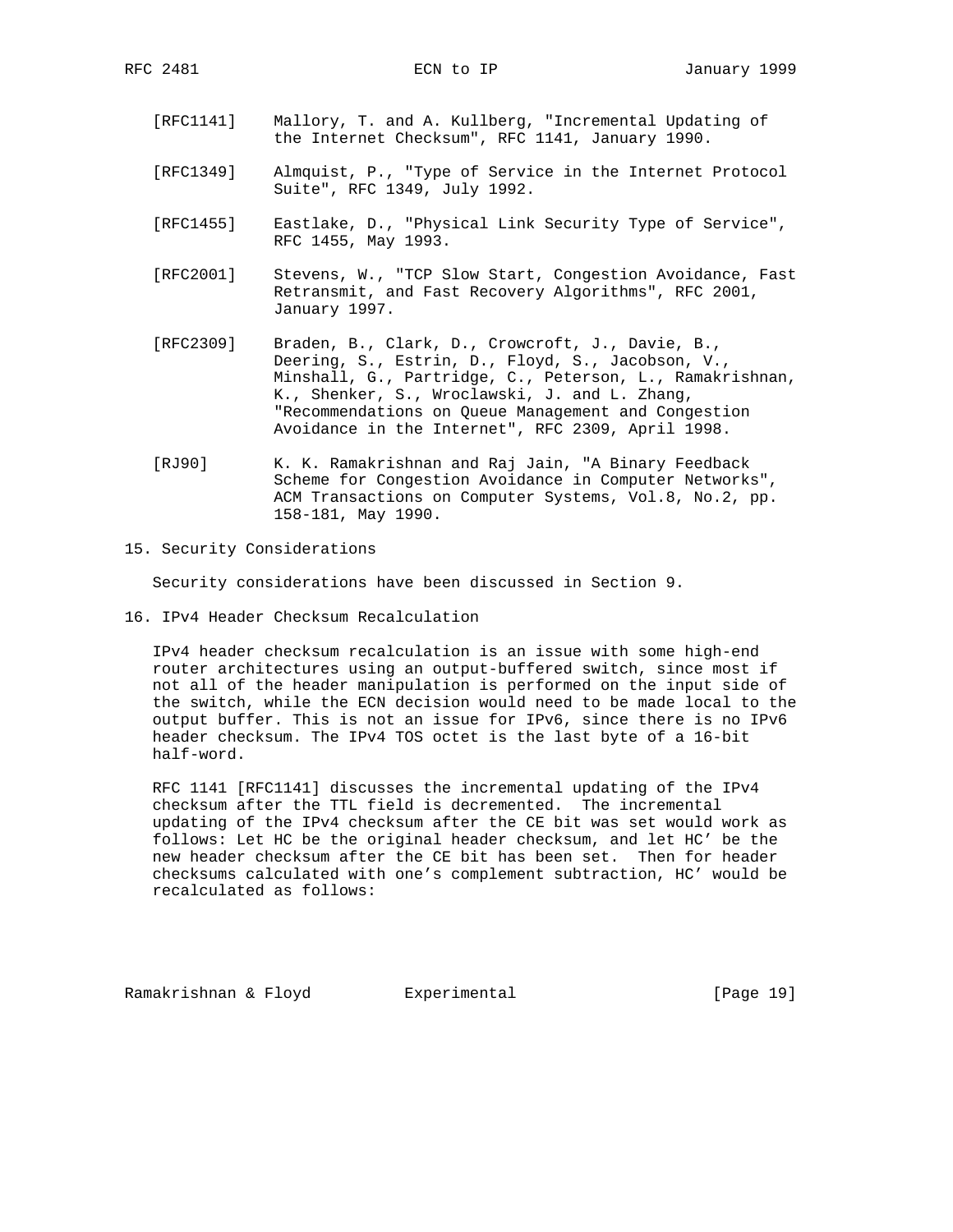[RFC1141] Mallory, T. and A. Kullberg, "Incremental Updating of the Internet Checksum", RFC 1141, January 1990.

[RFC1349] Almquist, P., "Type of Service in the Internet Protocol Suite", RFC 1349, July 1992.

[RFC1455] Eastlake, D., "Physical Link Security Type of Service", RFC 1455, May 1993.

[RFC2001] Stevens, W., "TCP Slow Start, Congestion Avoidance, Fast Retransmit, and Fast Recovery Algorithms", RFC 2001, January 1997.

[RFC2309] Braden, B., Clark, D., Crowcroft, J., Davie, B., Deering, S., Estrin, D., Floyd, S., Jacobson, V., Minshall, G., Partridge, C., Peterson, L., Ramakrishnan, K., Shenker, S., Wroclawski, J. and L. Zhang, "Recommendations on Queue Management and Congestion Avoidance in the Internet", RFC 2309, April 1998.

[RJ90] K. K. Ramakrishnan and Raj Jain, "A Binary Feedback Scheme for Congestion Avoidance in Computer Networks", ACM Transactions on Computer Systems, Vol.8, No.2, pp. 158-181, May 1990.

## 15. Security Considerations

Security considerations have been discussed in Section 9.

## 16. IPv4 Header Checksum Recalculation

IPv4 header checksum recalculation is an issue with some high-end router architectures using an output-buffered switch, since most if not all of the header manipulation is performed on the input side of the switch, while the ECN decision would need to be made local to the output buffer. This is not an issue for IPv6, since there is no IPv6 header checksum. The IPv4 TOS octet is the last byte of a 16-bit half-word.

RFC 1141 [RFC1141] discusses the incremental updating of the IPv4 checksum after the TTL field is decremented. The incremental updating of the IPv4 checksum after the CE bit was set would work as follows: Let HC be the original header checksum, and let HC' be the new header checksum after the CE bit has been set. Then for header checksums calculated with one's complement subtraction, HC' would be recalculated as follows: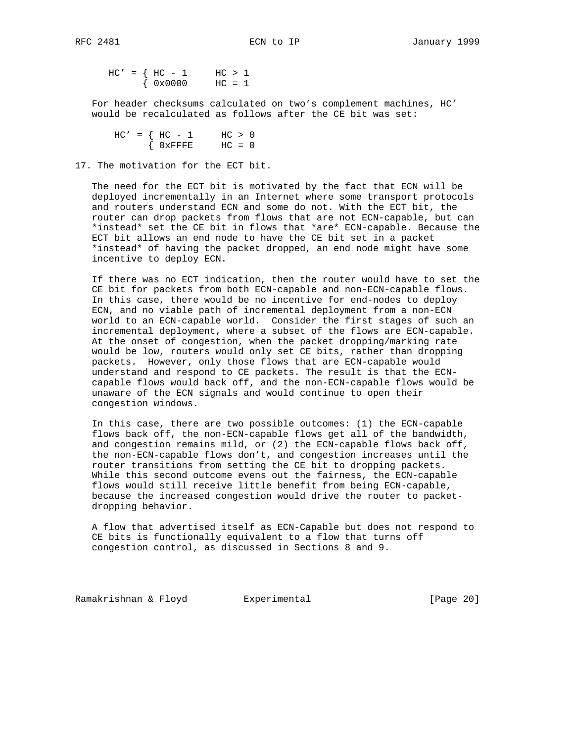```
HC' = { HC - 1     HC > 1
      { 0x0000     HC = 1
```

For header checksums calculated on two's complement machines, HC' would be recalculated as follows after the CE bit was set:

```
HC' = { HC - 1     HC > 0
      { 0xFFFE     HC = 0
```

## 17. The motivation for the ECT bit.

The need for the ECT bit is motivated by the fact that ECN will be deployed incrementally in an Internet where some transport protocols and routers understand ECN and some do not. With the ECT bit, the router can drop packets from flows that are not ECN-capable, but can *instead* set the CE bit in flows that *are* ECN-capable. Because the ECT bit allows an end node to have the CE bit set in a packet *instead* of having the packet dropped, an end node might have some incentive to deploy ECN.

If there was no ECT indication, then the router would have to set the CE bit for packets from both ECN-capable and non-ECN-capable flows. In this case, there would be no incentive for end-nodes to deploy ECN, and no viable path of incremental deployment from a non-ECN world to an ECN-capable world. Consider the first stages of such an incremental deployment, where a subset of the flows are ECN-capable. At the onset of congestion, when the packet dropping/marking rate would be low, routers would only set CE bits, rather than dropping packets. However, only those flows that are ECN-capable would understand and respond to CE packets. The result is that the ECN-capable flows would back off, and the non-ECN-capable flows would be unaware of the ECN signals and would continue to open their congestion windows.

In this case, there are two possible outcomes: (1) the ECN-capable flows back off, the non-ECN-capable flows get all of the bandwidth, and congestion remains mild, or (2) the ECN-capable flows back off, the non-ECN-capable flows don't, and congestion increases until the router transitions from setting the CE bit to dropping packets. While this second outcome evens out the fairness, the ECN-capable flows would still receive little benefit from being ECN-capable, because the increased congestion would drive the router to packet-dropping behavior.

A flow that advertised itself as ECN-Capable but does not respond to CE bits is functionally equivalent to a flow that turns off congestion control, as discussed in Sections 8 and 9.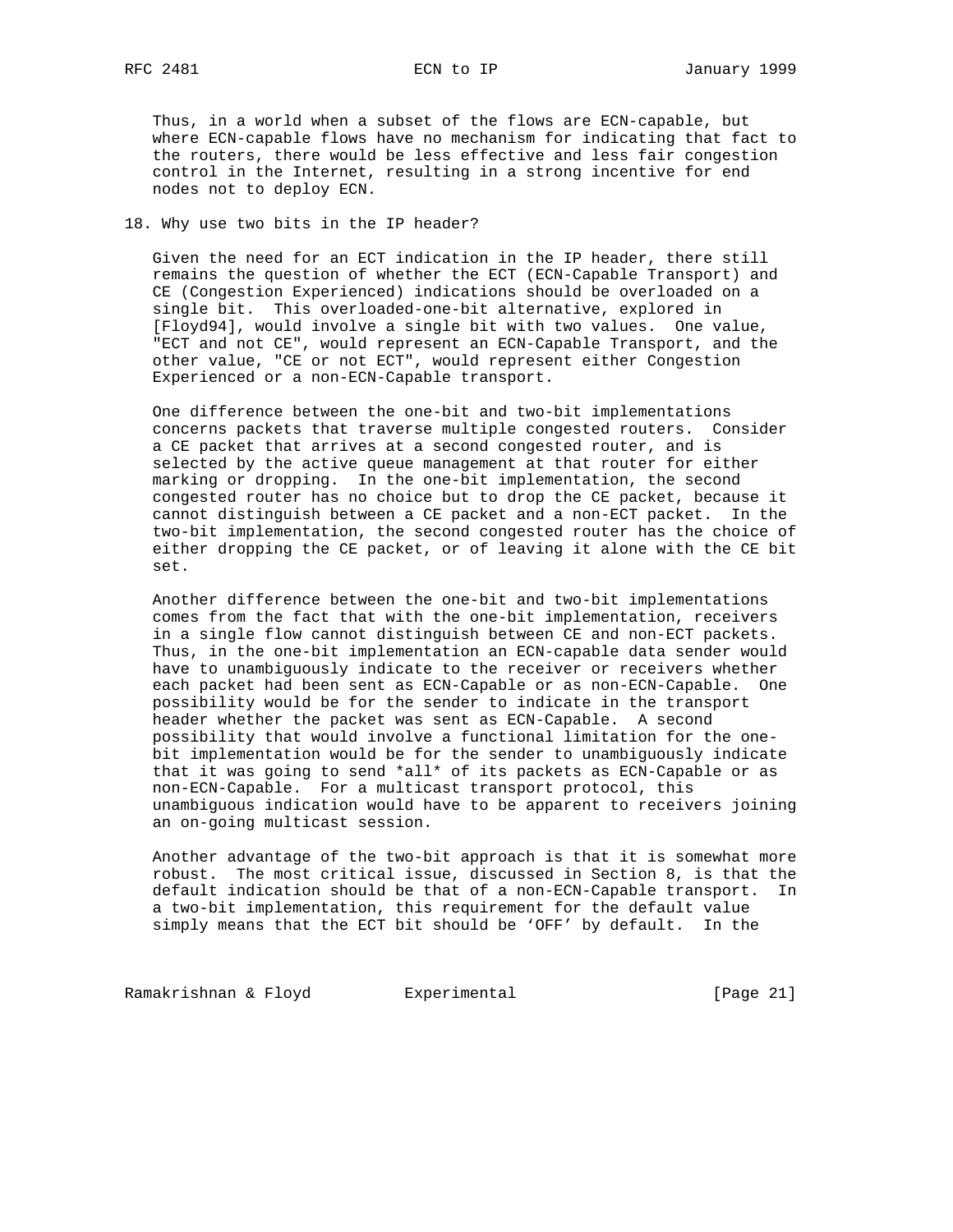Thus, in a world when a subset of the flows are ECN-capable, but where ECN-capable flows have no mechanism for indicating that fact to the routers, there would be less effective and less fair congestion control in the Internet, resulting in a strong incentive for end nodes not to deploy ECN.

## 18. Why use two bits in the IP header?

Given the need for an ECT indication in the IP header, there still remains the question of whether the ECT (ECN-Capable Transport) and CE (Congestion Experienced) indications should be overloaded on a single bit. This overloaded-one-bit alternative, explored in [Floyd94], would involve a single bit with two values. One value, "ECT and not CE", would represent an ECN-Capable Transport, and the other value, "CE or not ECT", would represent either Congestion Experienced or a non-ECN-Capable transport.

One difference between the one-bit and two-bit implementations concerns packets that traverse multiple congested routers. Consider a CE packet that arrives at a second congested router, and is selected by the active queue management at that router for either marking or dropping. In the one-bit implementation, the second congested router has no choice but to drop the CE packet, because it cannot distinguish between a CE packet and a non-ECT packet. In the two-bit implementation, the second congested router has the choice of either dropping the CE packet, or of leaving it alone with the CE bit set.

Another difference between the one-bit and two-bit implementations comes from the fact that with the one-bit implementation, receivers in a single flow cannot distinguish between CE and non-ECT packets. Thus, in the one-bit implementation an ECN-capable data sender would have to unambiguously indicate to the receiver or receivers whether each packet had been sent as ECN-Capable or as non-ECN-Capable. One possibility would be for the sender to indicate in the transport header whether the packet was sent as ECN-Capable. A second possibility that would involve a functional limitation for the one-bit implementation would be for the sender to unambiguously indicate that it was going to send *all* of its packets as ECN-Capable or as non-ECN-Capable. For a multicast transport protocol, this unambiguous indication would have to be apparent to receivers joining an on-going multicast session.

Another advantage of the two-bit approach is that it is somewhat more robust. The most critical issue, discussed in Section 8, is that the default indication should be that of a non-ECN-Capable transport. In a two-bit implementation, this requirement for the default value simply means that the ECT bit should be 'OFF' by default. In the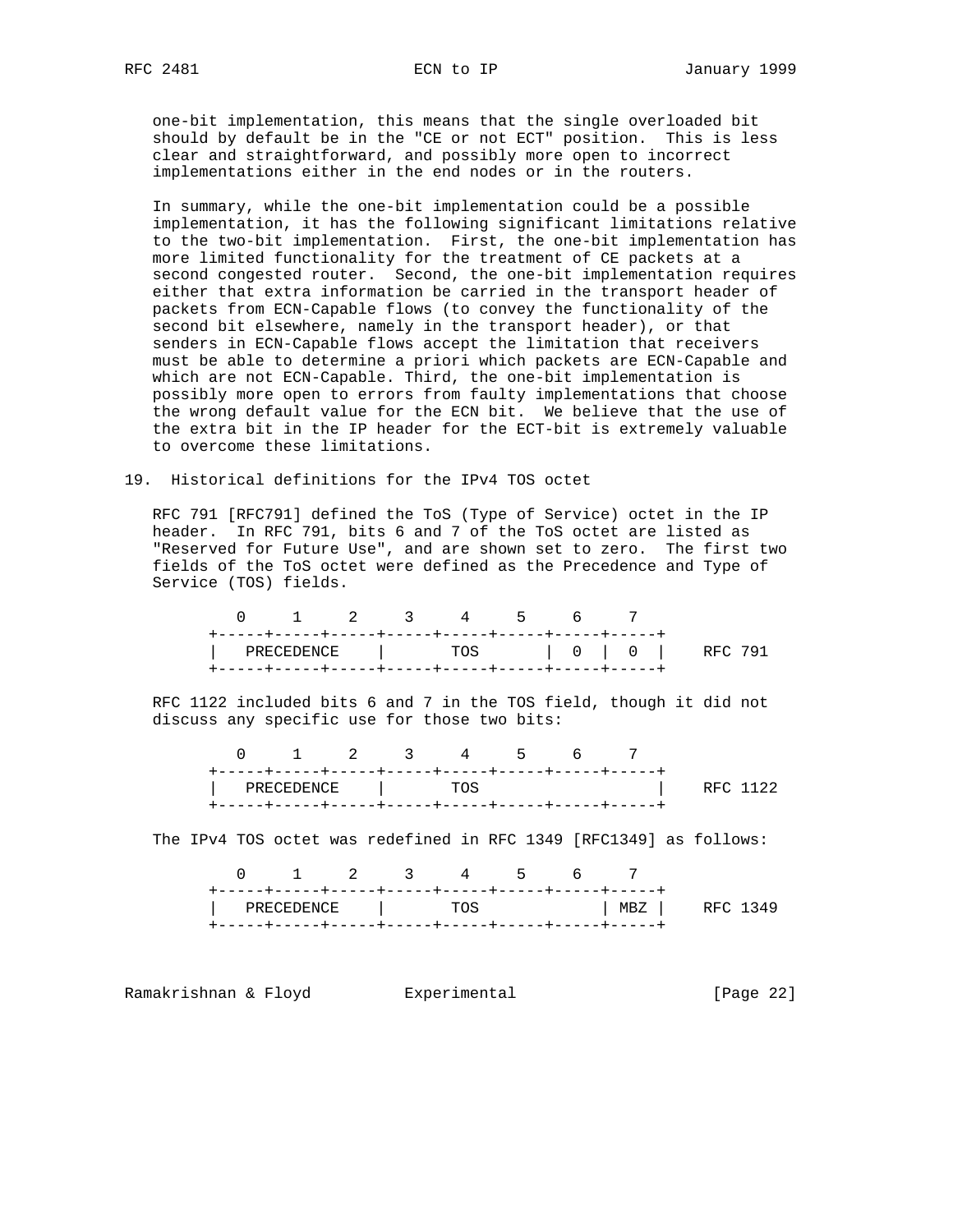one-bit implementation, this means that the single overloaded bit should by default be in the "CE or not ECT" position. This is less clear and straightforward, and possibly more open to incorrect implementations either in the end nodes or in the routers.

In summary, while the one-bit implementation could be a possible implementation, it has the following significant limitations relative to the two-bit implementation. First, the one-bit implementation has more limited functionality for the treatment of CE packets at a second congested router. Second, the one-bit implementation requires either that extra information be carried in the transport header of packets from ECN-Capable flows (to convey the functionality of the second bit elsewhere, namely in the transport header), or that senders in ECN-Capable flows accept the limitation that receivers must be able to determine a priori which packets are ECN-Capable and which are not ECN-Capable. Third, the one-bit implementation is possibly more open to errors from faulty implementations that choose the wrong default value for the ECN bit. We believe that the use of the extra bit in the IP header for the ECT-bit is extremely valuable to overcome these limitations.

## 19. Historical definitions for the IPv4 TOS octet

RFC 791 [RFC791] defined the ToS (Type of Service) octet in the IP header. In RFC 791, bits 6 and 7 of the ToS octet are listed as "Reserved for Future Use", and are shown set to zero. The first two fields of the ToS octet were defined as the Precedence and Type of Service (TOS) fields.

```
   0     1     2     3     4     5     6     7
+-----+-----+-----+-----+-----+-----+-----+-----+
|   PRECEDENCE    |       TOS       |  0  |  0  |    RFC 791
+-----+-----+-----+-----+-----+-----+-----+-----+
```

RFC 1122 included bits 6 and 7 in the TOS field, though it did not discuss any specific use for those two bits:

```
   0     1     2     3     4     5     6     7
+-----+-----+-----+-----+-----+-----+-----+-----+
|   PRECEDENCE    |       TOS                   |    RFC 1122
+-----+-----+-----+-----+-----+-----+-----+-----+
```

The IPv4 TOS octet was redefined in RFC 1349 [RFC1349] as follows:

```
   0     1     2     3     4     5     6     7
+-----+-----+-----+-----+-----+-----+-----+-----+
|   PRECEDENCE    |       TOS             | MBZ |    RFC 1349
+-----+-----+-----+-----+-----+-----+-----+-----+
```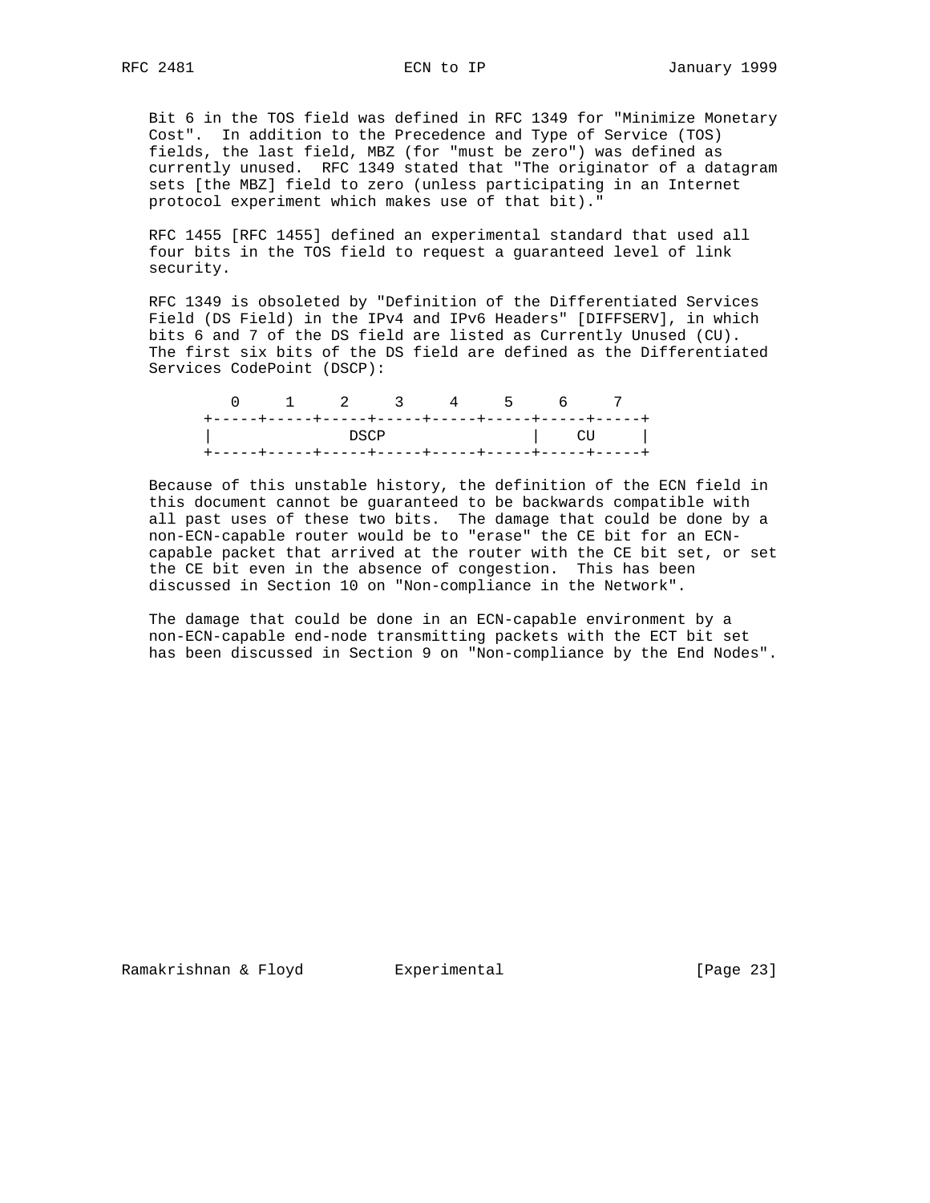Bit 6 in the TOS field was defined in RFC 1349 for "Minimize Monetary Cost". In addition to the Precedence and Type of Service (TOS) fields, the last field, MBZ (for "must be zero") was defined as currently unused. RFC 1349 stated that "The originator of a datagram sets [the MBZ] field to zero (unless participating in an Internet protocol experiment which makes use of that bit)."

RFC 1455 [RFC 1455] defined an experimental standard that used all four bits in the TOS field to request a guaranteed level of link security.

RFC 1349 is obsoleted by "Definition of the Differentiated Services Field (DS Field) in the IPv4 and IPv6 Headers" [DIFFSERV], in which bits 6 and 7 of the DS field are listed as Currently Unused (CU). The first six bits of the DS field are defined as the Differentiated Services CodePoint (DSCP):

```
   0     1     2     3     4     5     6     7
+-----+-----+-----+-----+-----+-----+-----+-----+
|               DSCP                |    CU     |
+-----+-----+-----+-----+-----+-----+-----+-----+
```

Because of this unstable history, the definition of the ECN field in this document cannot be guaranteed to be backwards compatible with all past uses of these two bits. The damage that could be done by a non-ECN-capable router would be to "erase" the CE bit for an ECN-capable packet that arrived at the router with the CE bit set, or set the CE bit even in the absence of congestion. This has been discussed in Section 10 on "Non-compliance in the Network".

The damage that could be done in an ECN-capable environment by a non-ECN-capable end-node transmitting packets with the ECT bit set has been discussed in Section 9 on "Non-compliance by the End Nodes".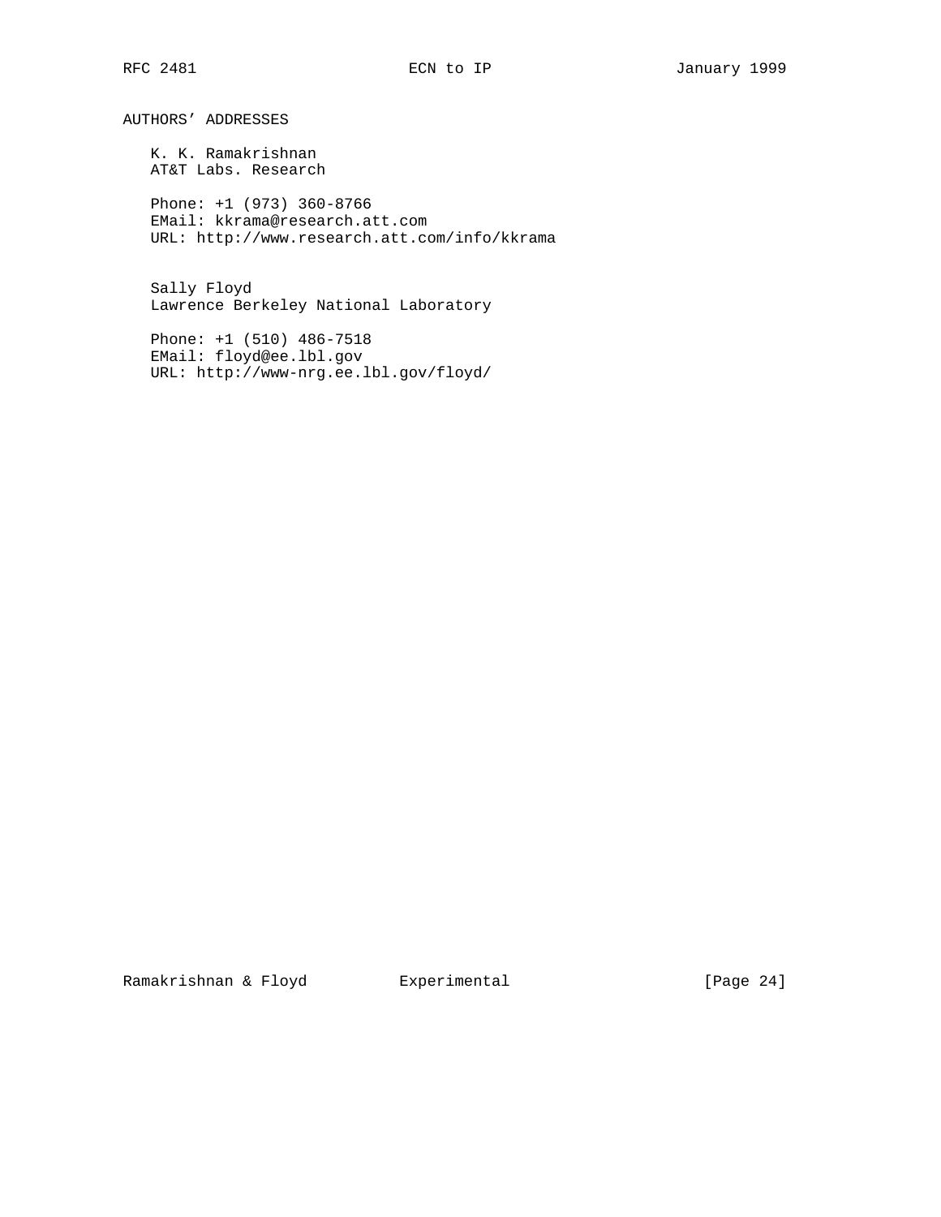## AUTHORS' ADDRESSES

K. K. Ramakrishnan
AT&T Labs. Research

Phone: +1 (973) 360-8766
EMail: kkrama@research.att.com
URL: http://www.research.att.com/info/kkrama

Sally Floyd
Lawrence Berkeley National Laboratory

Phone: +1 (510) 486-7518
EMail: floyd@ee.lbl.gov
URL: http://www-nrg.ee.lbl.gov/floyd/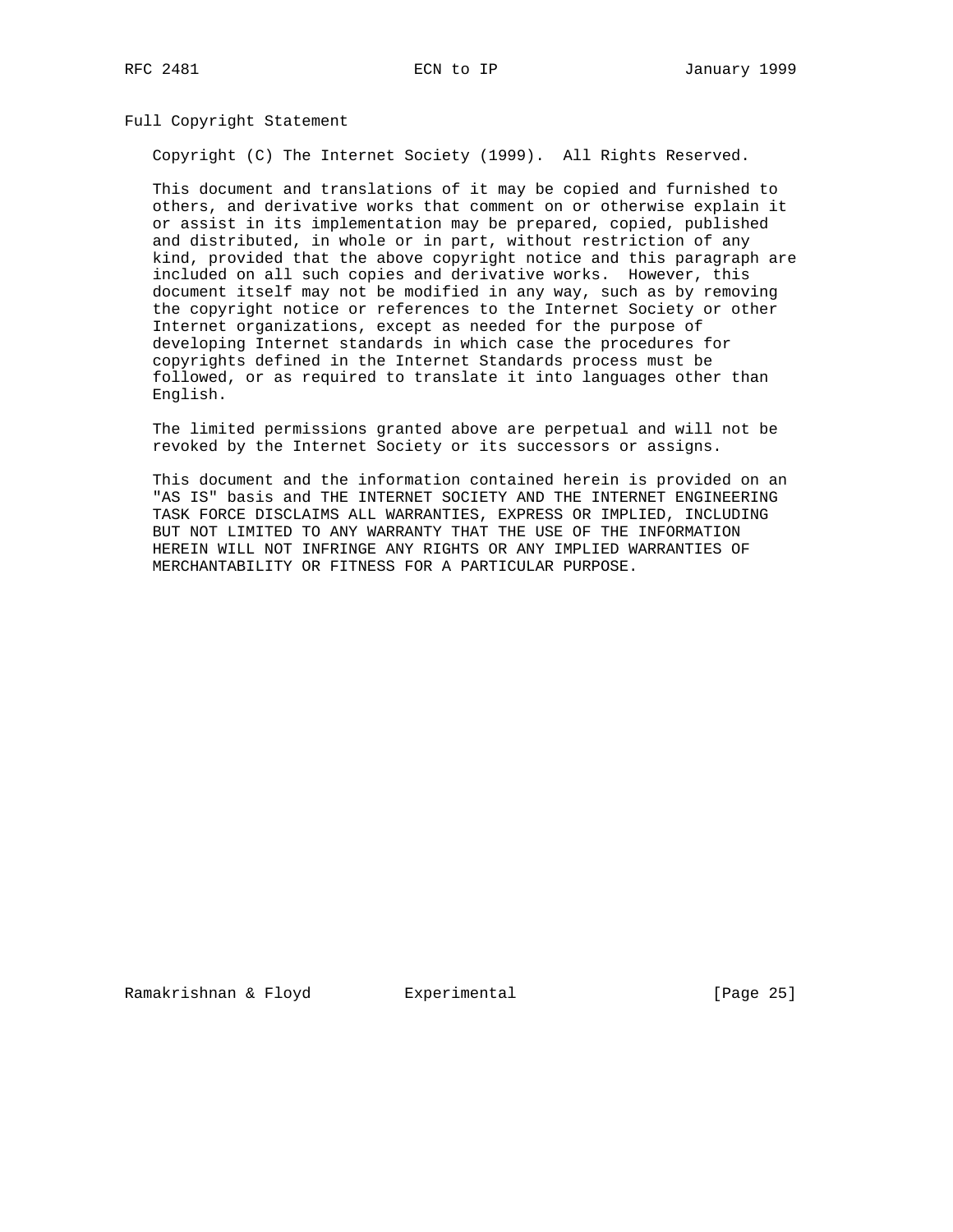## Full Copyright Statement

Copyright (C) The Internet Society (1999). All Rights Reserved.

This document and translations of it may be copied and furnished to others, and derivative works that comment on or otherwise explain it or assist in its implementation may be prepared, copied, published and distributed, in whole or in part, without restriction of any kind, provided that the above copyright notice and this paragraph are included on all such copies and derivative works. However, this document itself may not be modified in any way, such as by removing the copyright notice or references to the Internet Society or other Internet organizations, except as needed for the purpose of developing Internet standards in which case the procedures for copyrights defined in the Internet Standards process must be followed, or as required to translate it into languages other than English.

The limited permissions granted above are perpetual and will not be revoked by the Internet Society or its successors or assigns.

This document and the information contained herein is provided on an "AS IS" basis and THE INTERNET SOCIETY AND THE INTERNET ENGINEERING TASK FORCE DISCLAIMS ALL WARRANTIES, EXPRESS OR IMPLIED, INCLUDING BUT NOT LIMITED TO ANY WARRANTY THAT THE USE OF THE INFORMATION HEREIN WILL NOT INFRINGE ANY RIGHTS OR ANY IMPLIED WARRANTIES OF MERCHANTABILITY OR FITNESS FOR A PARTICULAR PURPOSE.